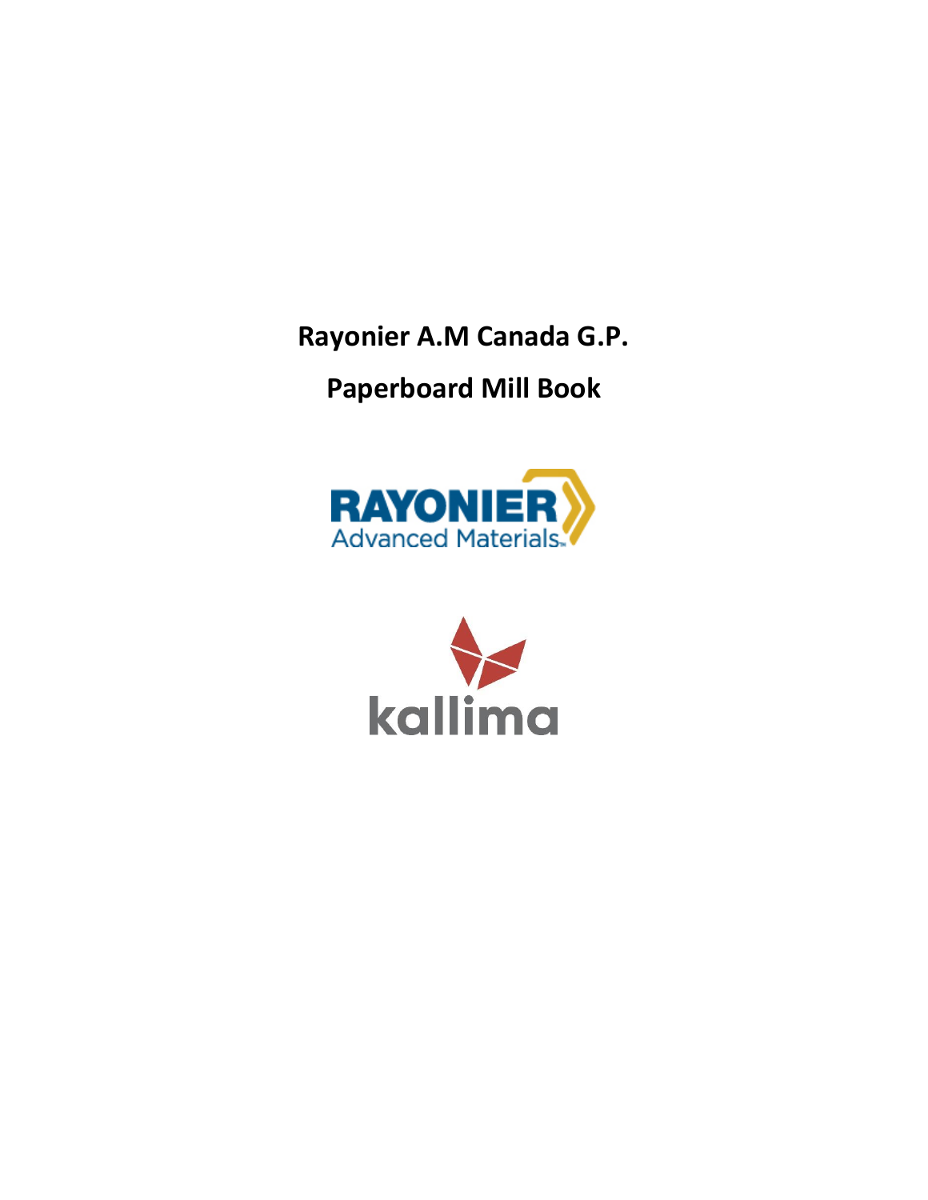# Rayonier A.M Canada G.P.

# Paperboard Mill Book

RAYONIER Advanced Materials

kallima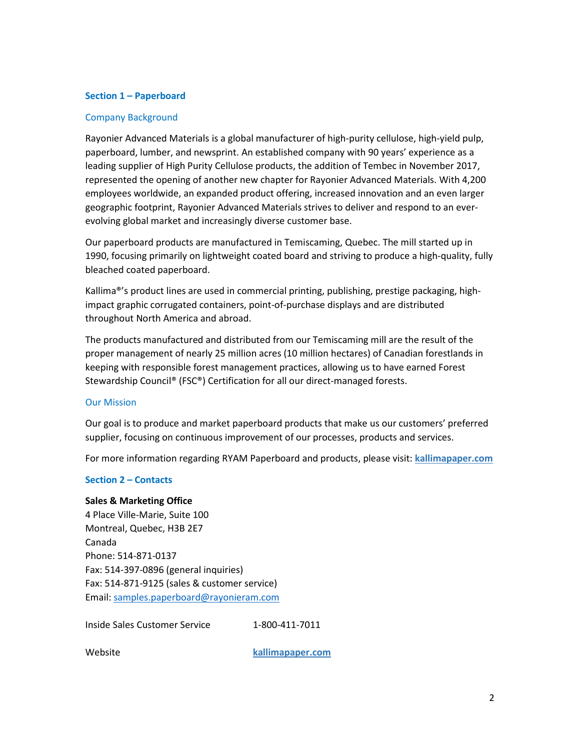## Section 1 – Paperboard

### Company Background

Rayonier Advanced Materials is a global manufacturer of high-purity cellulose, high-yield pulp, paperboard, lumber, and newsprint. An established company with 90 years' experience as a leading supplier of High Purity Cellulose products, the addition of Tembec in November 2017, represented the opening of another new chapter for Rayonier Advanced Materials. With 4,200 employees worldwide, an expanded product offering, increased innovation and an even larger geographic footprint, Rayonier Advanced Materials strives to deliver and respond to an ever-evolving global market and increasingly diverse customer base.

Our paperboard products are manufactured in Temiscaming, Quebec. The mill started up in 1990, focusing primarily on lightweight coated board and striving to produce a high-quality, fully bleached coated paperboard.

Kallima®'s product lines are used in commercial printing, publishing, prestige packaging, high-impact graphic corrugated containers, point-of-purchase displays and are distributed throughout North America and abroad.

The products manufactured and distributed from our Temiscaming mill are the result of the proper management of nearly 25 million acres (10 million hectares) of Canadian forestlands in keeping with responsible forest management practices, allowing us to have earned Forest Stewardship Council® (FSC®) Certification for all our direct-managed forests.

### Our Mission

Our goal is to produce and market paperboard products that make us our customers' preferred supplier, focusing on continuous improvement of our processes, products and services.

For more information regarding RYAM Paperboard and products, please visit: **kallimapaper.com**

## Section 2 – Contacts

**Sales & Marketing Office**
4 Place Ville-Marie, Suite 100
Montreal, Quebec, H3B 2E7
Canada
Phone: 514-871-0137
Fax: 514-397-0896 (general inquiries)
Fax: 514-871-9125 (sales & customer service)
Email: samples.paperboard@rayonieram.com

| | |
|---|---|
| Inside Sales Customer Service | 1-800-411-7011 |
| Website | **kallimapaper.com** |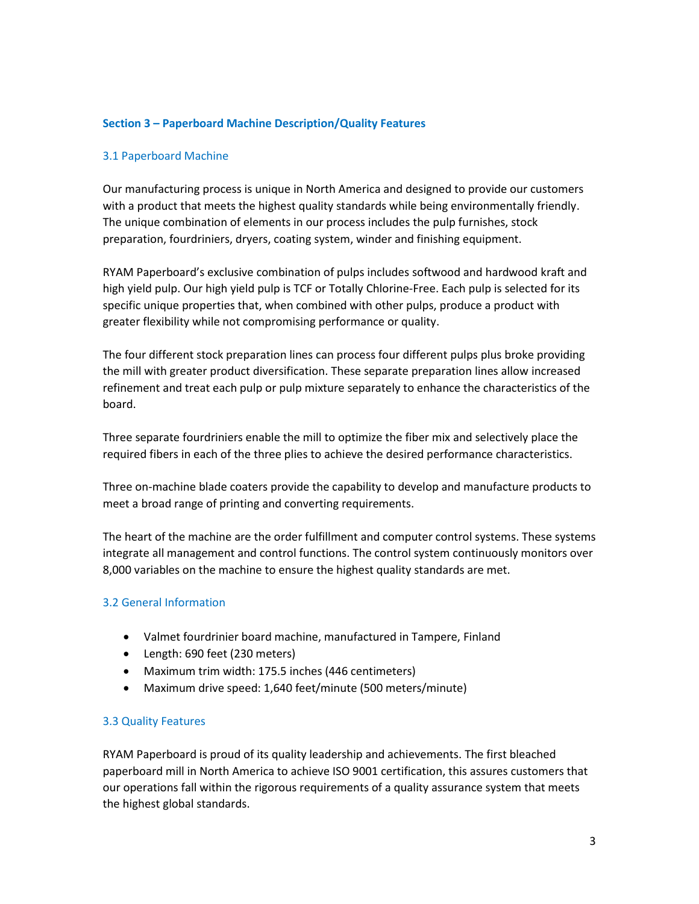## Section 3 – Paperboard Machine Description/Quality Features

### 3.1 Paperboard Machine

Our manufacturing process is unique in North America and designed to provide our customers with a product that meets the highest quality standards while being environmentally friendly. The unique combination of elements in our process includes the pulp furnishes, stock preparation, fourdriniers, dryers, coating system, winder and finishing equipment.

RYAM Paperboard's exclusive combination of pulps includes softwood and hardwood kraft and high yield pulp. Our high yield pulp is TCF or Totally Chlorine-Free. Each pulp is selected for its specific unique properties that, when combined with other pulps, produce a product with greater flexibility while not compromising performance or quality.

The four different stock preparation lines can process four different pulps plus broke providing the mill with greater product diversification. These separate preparation lines allow increased refinement and treat each pulp or pulp mixture separately to enhance the characteristics of the board.

Three separate fourdriniers enable the mill to optimize the fiber mix and selectively place the required fibers in each of the three plies to achieve the desired performance characteristics.

Three on-machine blade coaters provide the capability to develop and manufacture products to meet a broad range of printing and converting requirements.

The heart of the machine are the order fulfillment and computer control systems. These systems integrate all management and control functions. The control system continuously monitors over 8,000 variables on the machine to ensure the highest quality standards are met.

### 3.2 General Information

- Valmet fourdrinier board machine, manufactured in Tampere, Finland
- Length: 690 feet (230 meters)
- Maximum trim width: 175.5 inches (446 centimeters)
- Maximum drive speed: 1,640 feet/minute (500 meters/minute)

### 3.3 Quality Features

RYAM Paperboard is proud of its quality leadership and achievements. The first bleached paperboard mill in North America to achieve ISO 9001 certification, this assures customers that our operations fall within the rigorous requirements of a quality assurance system that meets the highest global standards.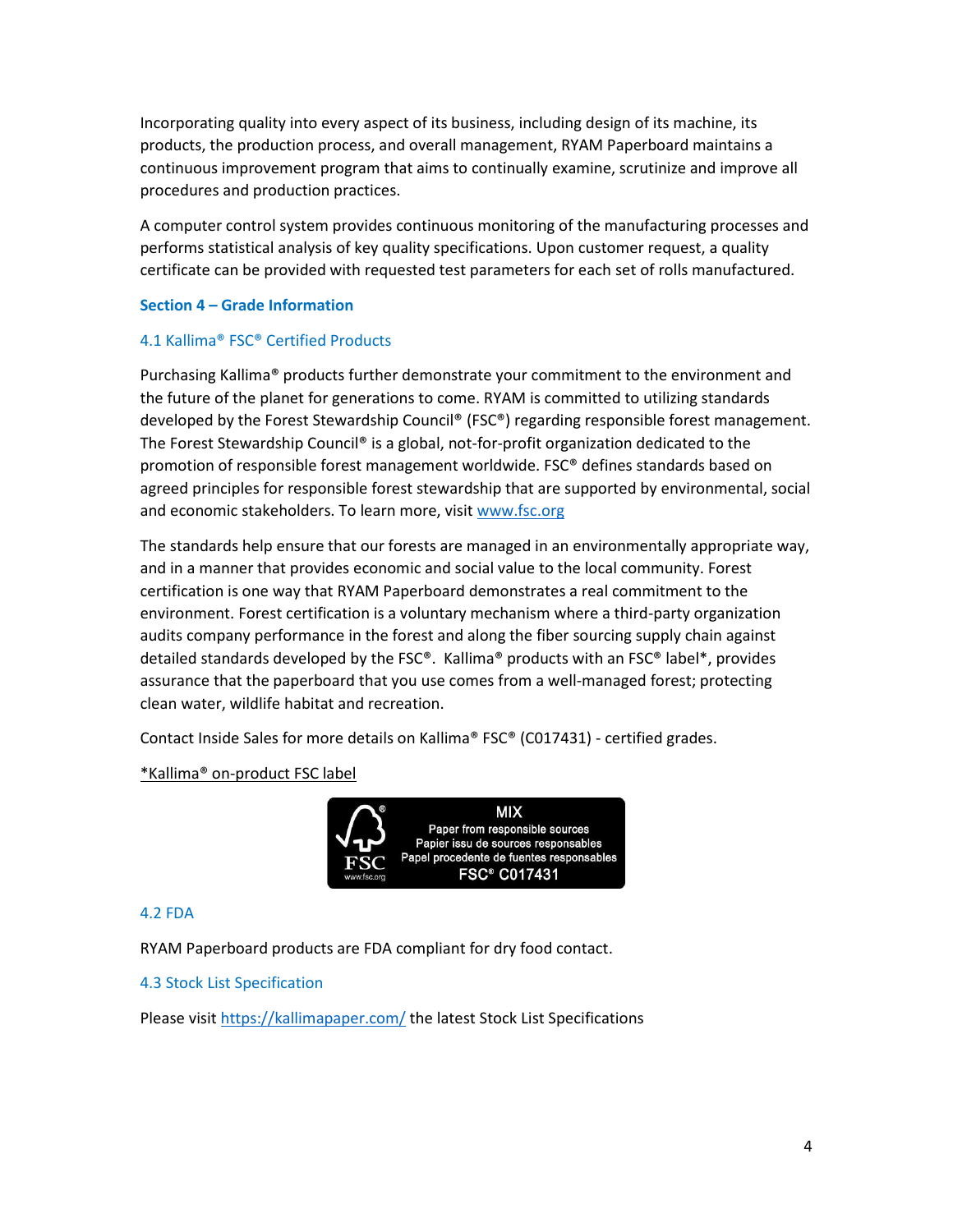Incorporating quality into every aspect of its business, including design of its machine, its products, the production process, and overall management, RYAM Paperboard maintains a continuous improvement program that aims to continually examine, scrutinize and improve all procedures and production practices.

A computer control system provides continuous monitoring of the manufacturing processes and performs statistical analysis of key quality specifications. Upon customer request, a quality certificate can be provided with requested test parameters for each set of rolls manufactured.

## Section 4 – Grade Information

### 4.1 Kallima® FSC® Certified Products

Purchasing Kallima® products further demonstrate your commitment to the environment and the future of the planet for generations to come. RYAM is committed to utilizing standards developed by the Forest Stewardship Council® (FSC®) regarding responsible forest management. The Forest Stewardship Council® is a global, not-for-profit organization dedicated to the promotion of responsible forest management worldwide. FSC® defines standards based on agreed principles for responsible forest stewardship that are supported by environmental, social and economic stakeholders. To learn more, visit [www.fsc.org](http://www.fsc.org)

The standards help ensure that our forests are managed in an environmentally appropriate way, and in a manner that provides economic and social value to the local community. Forest certification is one way that RYAM Paperboard demonstrates a real commitment to the environment. Forest certification is a voluntary mechanism where a third-party organization audits company performance in the forest and along the fiber sourcing supply chain against detailed standards developed by the FSC®. Kallima® products with an FSC® label*, provides assurance that the paperboard that you use comes from a well-managed forest; protecting clean water, wildlife habitat and recreation.

Contact Inside Sales for more details on Kallima® FSC® (C017431) - certified grades.

*Kallima® on-product FSC label

FSC www.fsc.org
MIX
Paper from responsible sources
Papier issu de sources responsables
Papel procedente de fuentes responsables
FSC® C017431

### 4.2 FDA

RYAM Paperboard products are FDA compliant for dry food contact.

### 4.3 Stock List Specification

Please visit [https://kallimapaper.com/](https://kallimapaper.com/) the latest Stock List Specifications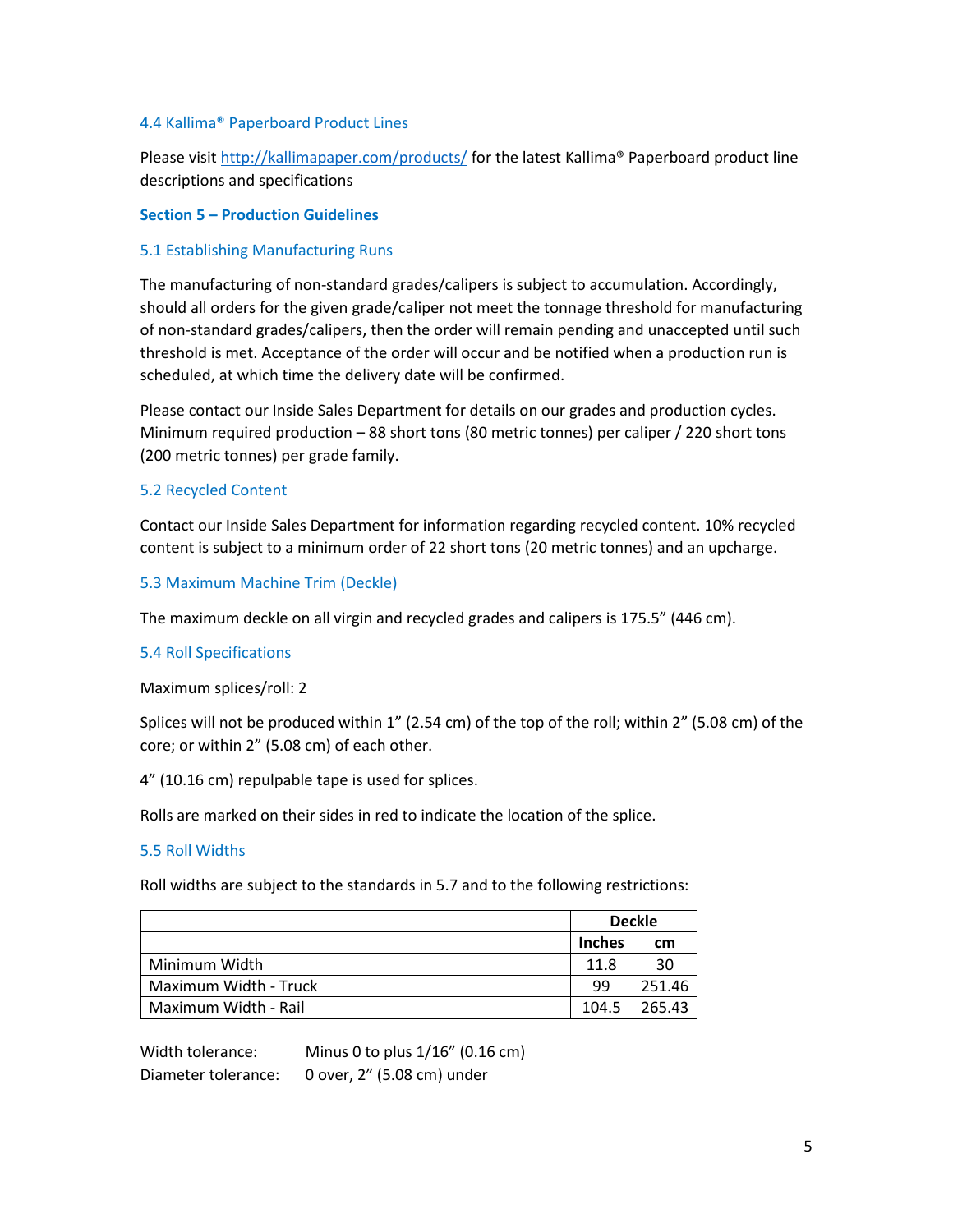### 4.4 Kallima® Paperboard Product Lines

Please visit http://kallimapaper.com/products/ for the latest Kallima® Paperboard product line descriptions and specifications

## Section 5 – Production Guidelines

### 5.1 Establishing Manufacturing Runs

The manufacturing of non-standard grades/calipers is subject to accumulation. Accordingly, should all orders for the given grade/caliper not meet the tonnage threshold for manufacturing of non-standard grades/calipers, then the order will remain pending and unaccepted until such threshold is met. Acceptance of the order will occur and be notified when a production run is scheduled, at which time the delivery date will be confirmed.

Please contact our Inside Sales Department for details on our grades and production cycles. Minimum required production – 88 short tons (80 metric tonnes) per caliper / 220 short tons (200 metric tonnes) per grade family.

### 5.2 Recycled Content

Contact our Inside Sales Department for information regarding recycled content. 10% recycled content is subject to a minimum order of 22 short tons (20 metric tonnes) and an upcharge.

### 5.3 Maximum Machine Trim (Deckle)

The maximum deckle on all virgin and recycled grades and calipers is 175.5" (446 cm).

### 5.4 Roll Specifications

Maximum splices/roll: 2

Splices will not be produced within 1" (2.54 cm) of the top of the roll; within 2" (5.08 cm) of the core; or within 2" (5.08 cm) of each other.

4" (10.16 cm) repulpable tape is used for splices.

Rolls are marked on their sides in red to indicate the location of the splice.

### 5.5 Roll Widths

Roll widths are subject to the standards in 5.7 and to the following restrictions:

| | Deckle | |
|---|---|---|
| | **Inches** | **cm** |
| Minimum Width | 11.8 | 30 |
| Maximum Width - Truck | 99 | 251.46 |
| Maximum Width - Rail | 104.5 | 265.43 |

Width tolerance: Minus 0 to plus 1/16" (0.16 cm)
Diameter tolerance: 0 over, 2" (5.08 cm) under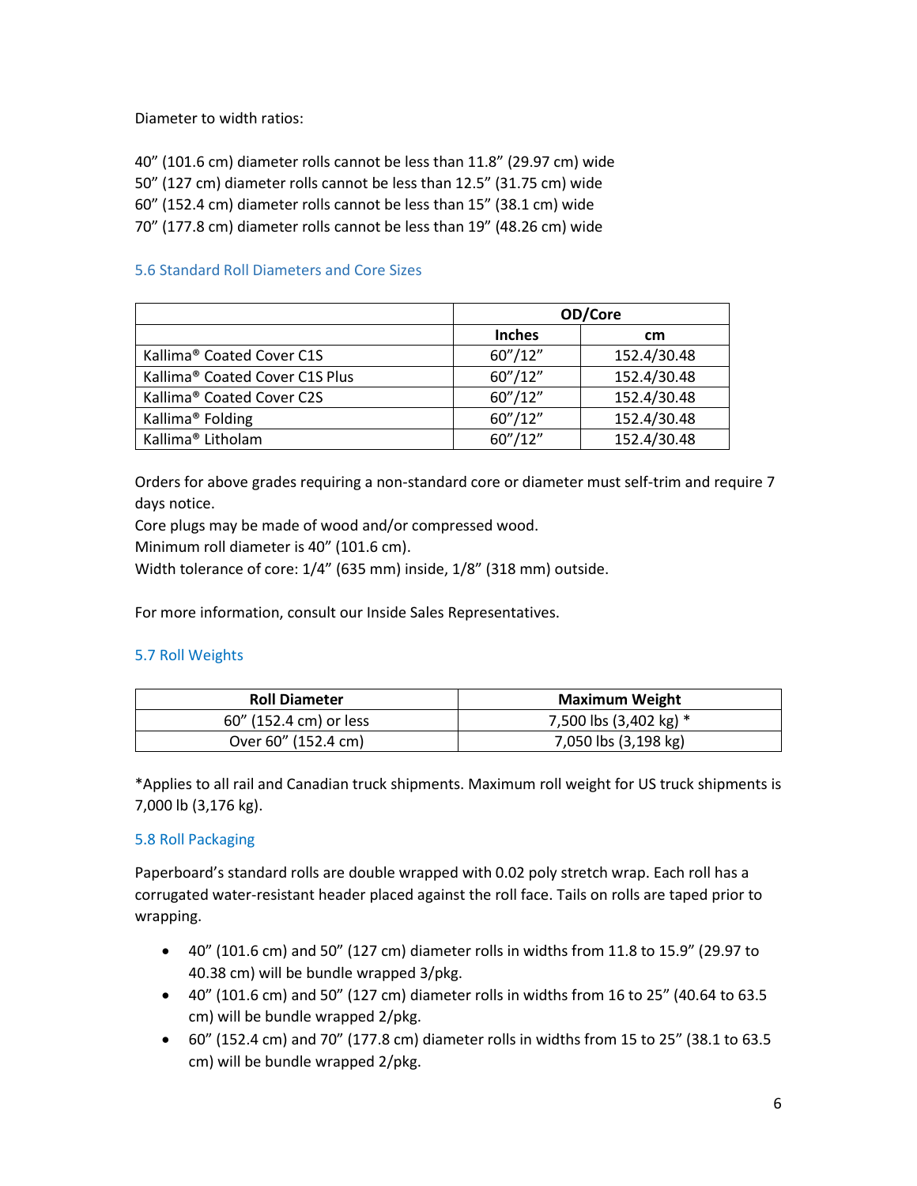Diameter to width ratios:

40” (101.6 cm) diameter rolls cannot be less than 11.8” (29.97 cm) wide
50” (127 cm) diameter rolls cannot be less than 12.5” (31.75 cm) wide
60” (152.4 cm) diameter rolls cannot be less than 15” (38.1 cm) wide
70” (177.8 cm) diameter rolls cannot be less than 19” (48.26 cm) wide

### 5.6 Standard Roll Diameters and Core Sizes

| | **OD/Core** | |
|---|---|---|
| | **Inches** | **cm** |
| Kallima® Coated Cover C1S | 60”/12” | 152.4/30.48 |
| Kallima® Coated Cover C1S Plus | 60”/12” | 152.4/30.48 |
| Kallima® Coated Cover C2S | 60”/12” | 152.4/30.48 |
| Kallima® Folding | 60”/12” | 152.4/30.48 |
| Kallima® Litholam | 60”/12” | 152.4/30.48 |

Orders for above grades requiring a non-standard core or diameter must self-trim and require 7 days notice.
Core plugs may be made of wood and/or compressed wood.
Minimum roll diameter is 40” (101.6 cm).
Width tolerance of core: 1/4” (635 mm) inside, 1/8” (318 mm) outside.

For more information, consult our Inside Sales Representatives.

### 5.7 Roll Weights

| **Roll Diameter** | **Maximum Weight** |
|---|---|
| 60” (152.4 cm) or less | 7,500 lbs (3,402 kg) * |
| Over 60” (152.4 cm) | 7,050 lbs (3,198 kg) |

*Applies to all rail and Canadian truck shipments. Maximum roll weight for US truck shipments is 7,000 lb (3,176 kg).

### 5.8 Roll Packaging

Paperboard’s standard rolls are double wrapped with 0.02 poly stretch wrap. Each roll has a corrugated water-resistant header placed against the roll face. Tails on rolls are taped prior to wrapping.

- 40” (101.6 cm) and 50” (127 cm) diameter rolls in widths from 11.8 to 15.9” (29.97 to 40.38 cm) will be bundle wrapped 3/pkg.
- 40” (101.6 cm) and 50” (127 cm) diameter rolls in widths from 16 to 25” (40.64 to 63.5 cm) will be bundle wrapped 2/pkg.
- 60” (152.4 cm) and 70” (177.8 cm) diameter rolls in widths from 15 to 25” (38.1 to 63.5 cm) will be bundle wrapped 2/pkg.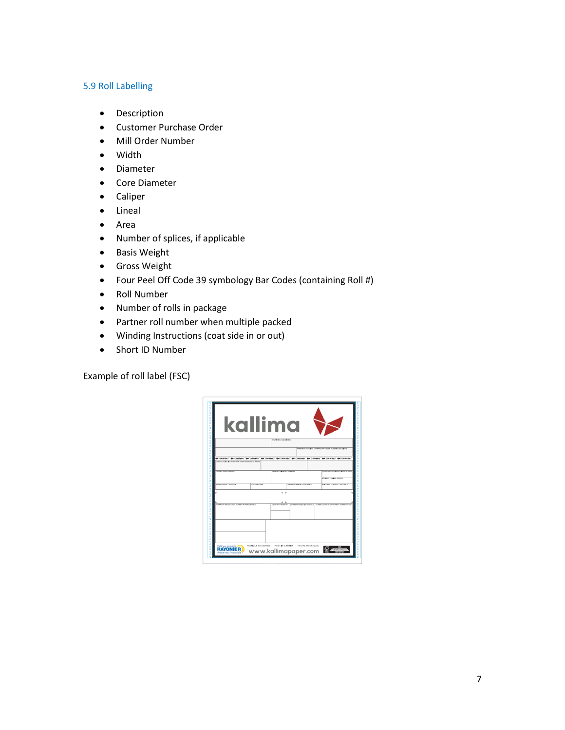## 5.9 Roll Labelling

- Description
- Customer Purchase Order
- Mill Order Number
- Width
- Diameter
- Core Diameter
- Caliper
- Lineal
- Area
- Number of splices, if applicable
- Basis Weight
- Gross Weight
- Four Peel Off Code 39 symbology Bar Codes (containing Roll #)
- Roll Number
- Number of rolls in package
- Partner roll number when multiple packed
- Winding Instructions (coat side in or out)
- Short ID Number

Example of roll label (FSC)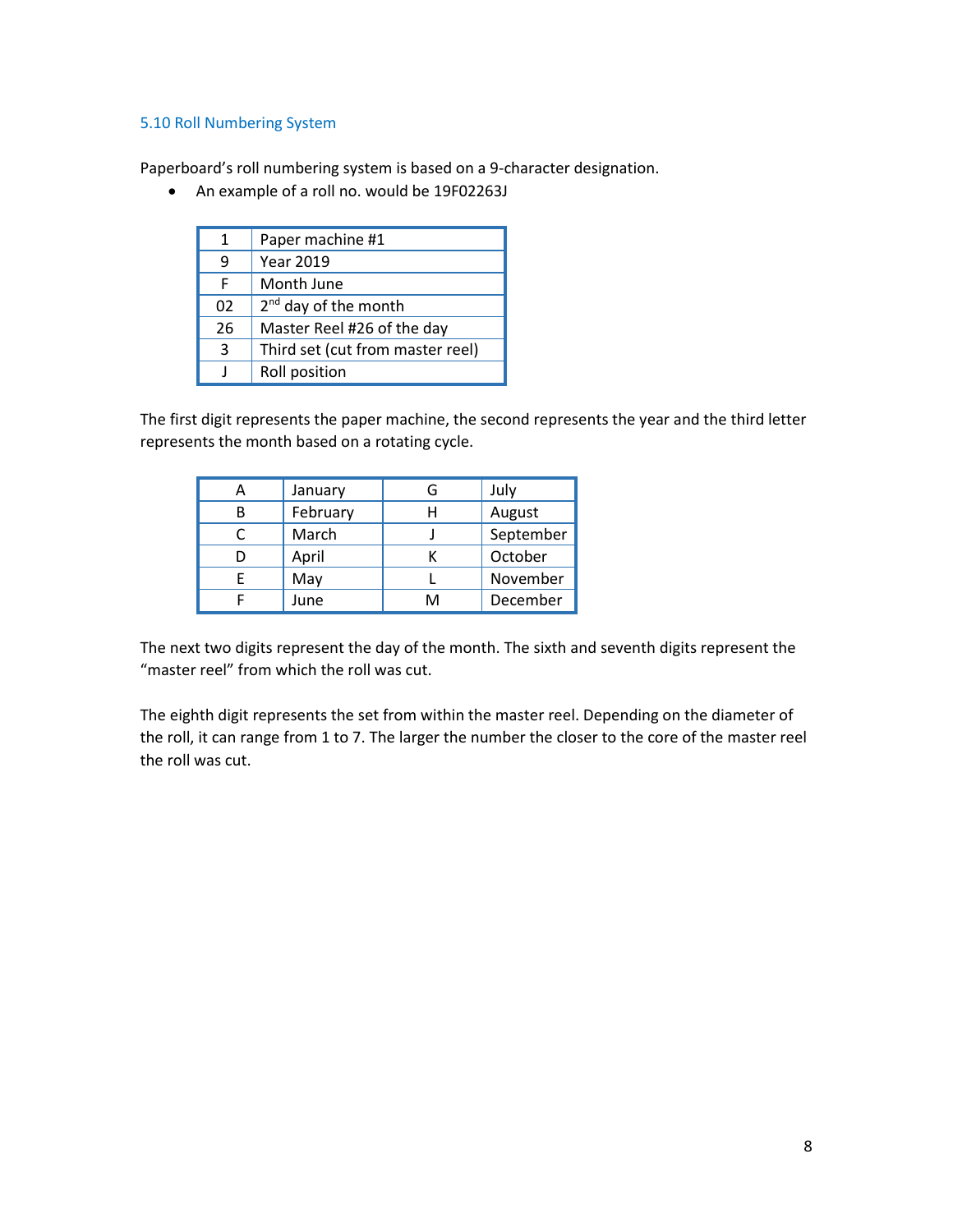### 5.10 Roll Numbering System

Paperboard's roll numbering system is based on a 9-character designation.

- An example of a roll no. would be 19F02263J

| | |
|---|---|
| 1 | Paper machine #1 |
| 9 | Year 2019 |
| F | Month June |
| 02 | 2nd day of the month |
| 26 | Master Reel #26 of the day |
| 3 | Third set (cut from master reel) |
| J | Roll position |

The first digit represents the paper machine, the second represents the year and the third letter represents the month based on a rotating cycle.

| | | | |
|---|---|---|---|
| A | January | G | July |
| B | February | H | August |
| C | March | J | September |
| D | April | K | October |
| E | May | L | November |
| F | June | M | December |

The next two digits represent the day of the month. The sixth and seventh digits represent the "master reel" from which the roll was cut.

The eighth digit represents the set from within the master reel. Depending on the diameter of the roll, it can range from 1 to 7. The larger the number the closer to the core of the master reel the roll was cut.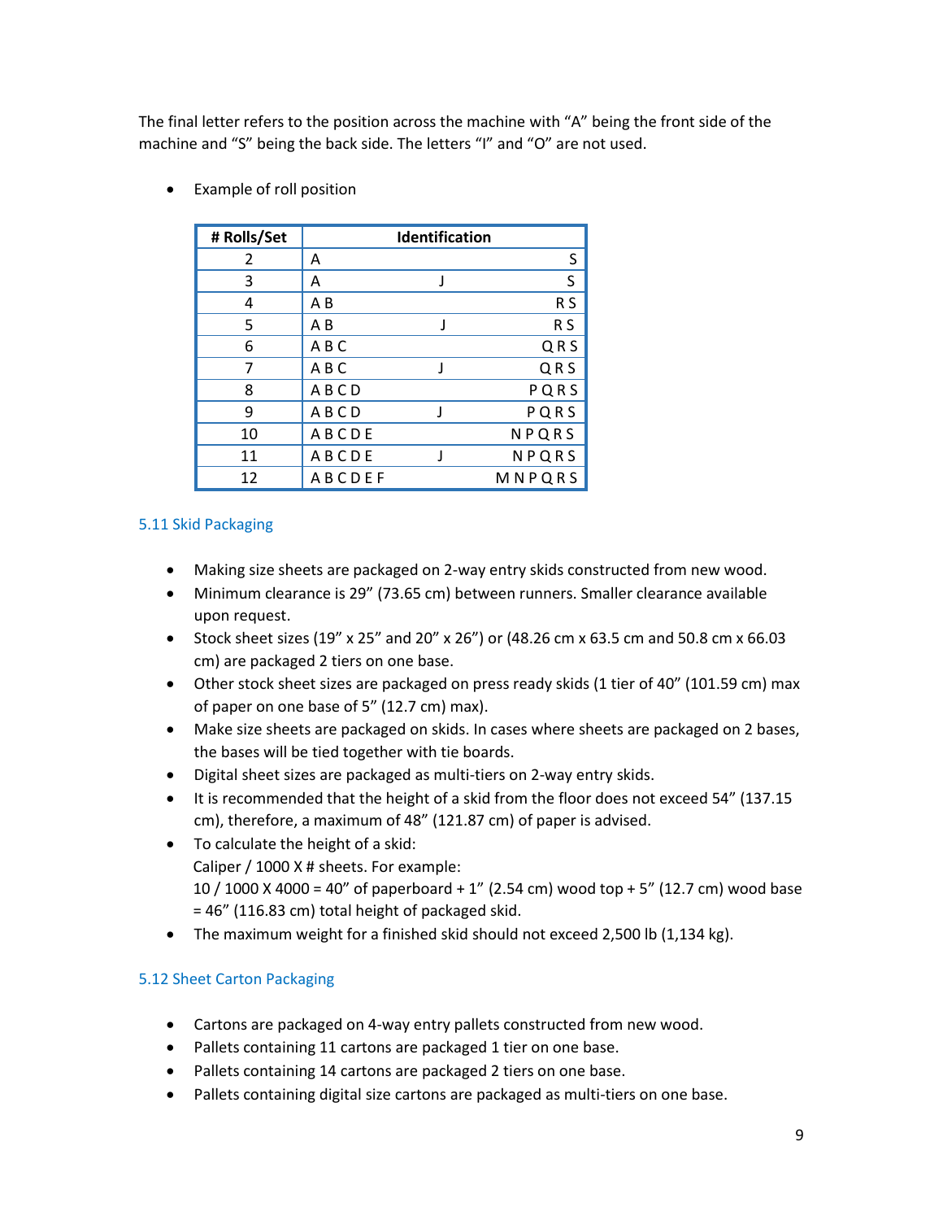The final letter refers to the position across the machine with "A" being the front side of the machine and "S" being the back side. The letters "I" and "O" are not used.

- Example of roll position

| # Rolls/Set | Identification | | |
|---|---|---|---|
| 2 | A | | S |
| 3 | A | J | S |
| 4 | A B | | R S |
| 5 | A B | J | R S |
| 6 | A B C | | Q R S |
| 7 | A B C | J | Q R S |
| 8 | A B C D | | P Q R S |
| 9 | A B C D | J | P Q R S |
| 10 | A B C D E | | N P Q R S |
| 11 | A B C D E | J | N P Q R S |
| 12 | A B C D E F | | M N P Q R S |

### 5.11 Skid Packaging

- Making size sheets are packaged on 2-way entry skids constructed from new wood.
- Minimum clearance is 29" (73.65 cm) between runners. Smaller clearance available upon request.
- Stock sheet sizes (19" x 25" and 20" x 26") or (48.26 cm x 63.5 cm and 50.8 cm x 66.03 cm) are packaged 2 tiers on one base.
- Other stock sheet sizes are packaged on press ready skids (1 tier of 40" (101.59 cm) max of paper on one base of 5" (12.7 cm) max).
- Make size sheets are packaged on skids. In cases where sheets are packaged on 2 bases, the bases will be tied together with tie boards.
- Digital sheet sizes are packaged as multi-tiers on 2-way entry skids.
- It is recommended that the height of a skid from the floor does not exceed 54" (137.15 cm), therefore, a maximum of 48" (121.87 cm) of paper is advised.
- To calculate the height of a skid:
  Caliper / 1000 X # sheets. For example:
  10 / 1000 X 4000 = 40" of paperboard + 1" (2.54 cm) wood top + 5" (12.7 cm) wood base = 46" (116.83 cm) total height of packaged skid.
- The maximum weight for a finished skid should not exceed 2,500 lb (1,134 kg).

### 5.12 Sheet Carton Packaging

- Cartons are packaged on 4-way entry pallets constructed from new wood.
- Pallets containing 11 cartons are packaged 1 tier on one base.
- Pallets containing 14 cartons are packaged 2 tiers on one base.
- Pallets containing digital size cartons are packaged as multi-tiers on one base.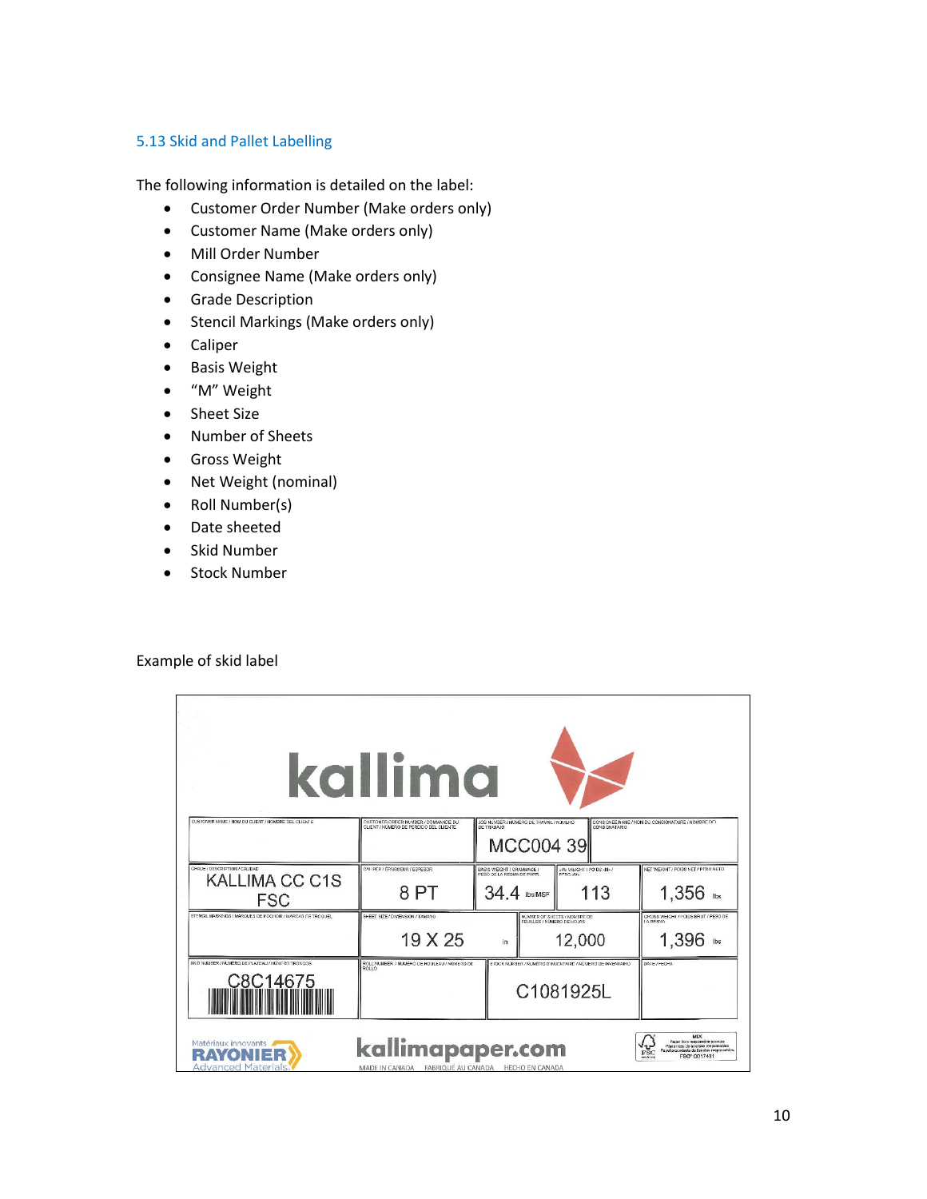### 5.13 Skid and Pallet Labelling

The following information is detailed on the label:

- Customer Order Number (Make orders only)
- Customer Name (Make orders only)
- Mill Order Number
- Consignee Name (Make orders only)
- Grade Description
- Stencil Markings (Make orders only)
- Caliper
- Basis Weight
- "M" Weight
- Sheet Size
- Number of Sheets
- Gross Weight
- Net Weight (nominal)
- Roll Number(s)
- Date sheeted
- Skid Number
- Stock Number

Example of skid label

kallima

| CUSTOMER NAME / NOM DU CLIENT / NOMBRE DEL CLIENTE | CUSTOMER ORDER NUMBER / COMMANDE DU CLIENT / NÚMERO DE PEDIDO DEL CLIENTE | JOB NUMBER / NUMÉRO DE TRAVAIL / NÚMERO DE TRABAJO | | CONSIGNEE NAME / NOM DU CONSIGNATAIRE / NOMBRE DEL CONSIGNATARIO |
|---|---|---|---|---|
| | | MCC004 39 | | |
| GRADE / DESCRIPTION / CALIDAD | CALIPER / ÉPAISSEUR / ESPESOR | BASIS WEIGHT / GRAMMAGE / PESO DE LA RESMA DE PAPEL | M WEIGHT / POIDS M / PESO M | NET WEIGHT / POIDS NET / PESO NETO |
| KALLIMA CC C1S FSC | 8 PT | 34.4 lbs/MSF | 113 | 1,356 lbs |
| STENCIL MARKINGS / MARQUES DE POCHOIR / MARCAS DE TROQUEL | SHEET SIZE / DIMENSION / TAMAÑO | | NUMBER OF SHEETS / NOMBRE DE FEUILLES / NÚMERO DE HOJAS | GROSS WEIGHT / POIDS BRUT / PESO DE LA RESMA |
| | 19 X 25 in | | 12,000 | 1,396 lbs |
| SKID NUMBER / NUMÉRO DE PLATEAU / NÚMERO TRONCOS | ROLL NUMBER / NUMÉRO DE ROULEAU / NÚMERO DE ROLLO | STOCK NUMBER / NUMÉRO D'INVENTAIRE / NÚMERO DE INVENTARIO | | DATE / FECHA |
| C8C14675 | | C1081925L | | |

Matériaux innovants RAYONIER Advanced Materials

kallimapaper.com

MADE IN CANADA FABRIQUÉ AU CANADA HECHO EN CANADA

FSC MIX FSC® C017431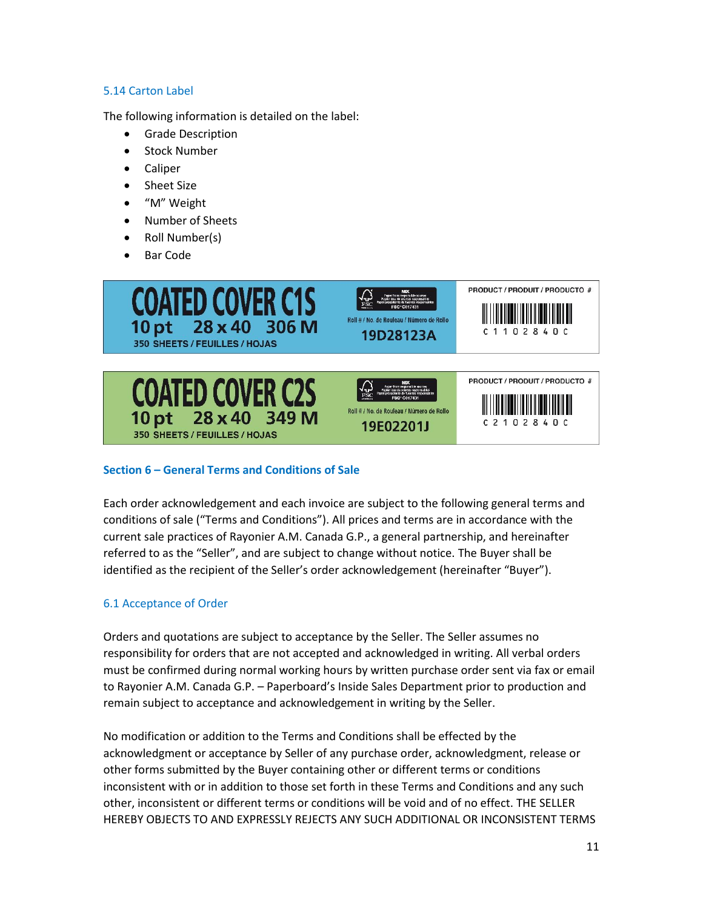### 5.14 Carton Label

The following information is detailed on the label:

- Grade Description
- Stock Number
- Caliper
- Sheet Size
- “M” Weight
- Number of Sheets
- Roll Number(s)
- Bar Code

COATED COVER C1S
10 pt 28 x 40 306 M
350 SHEETS / FEUILLES / HOJAS
Roll # / No. de Rouleau / Número de Rollo
19D28123A
PRODUCT / PRODUIT / PRODUCTO #
C 1 1 0 2 8 4 0 C

COATED COVER C2S
10 pt 28 x 40 349 M
350 SHEETS / FEUILLES / HOJAS
Roll # / No. de Rouleau / Número de Rollo
19E02201J
PRODUCT / PRODUIT / PRODUCTO #
C 2 1 0 2 8 4 0 C

## Section 6 – General Terms and Conditions of Sale

Each order acknowledgement and each invoice are subject to the following general terms and conditions of sale (“Terms and Conditions”). All prices and terms are in accordance with the current sale practices of Rayonier A.M. Canada G.P., a general partnership, and hereinafter referred to as the “Seller”, and are subject to change without notice. The Buyer shall be identified as the recipient of the Seller’s order acknowledgement (hereinafter “Buyer”).

### 6.1 Acceptance of Order

Orders and quotations are subject to acceptance by the Seller. The Seller assumes no responsibility for orders that are not accepted and acknowledged in writing. All verbal orders must be confirmed during normal working hours by written purchase order sent via fax or email to Rayonier A.M. Canada G.P. – Paperboard’s Inside Sales Department prior to production and remain subject to acceptance and acknowledgement in writing by the Seller.

No modification or addition to the Terms and Conditions shall be effected by the acknowledgment or acceptance by Seller of any purchase order, acknowledgment, release or other forms submitted by the Buyer containing other or different terms or conditions inconsistent with or in addition to those set forth in these Terms and Conditions and any such other, inconsistent or different terms or conditions will be void and of no effect. THE SELLER HEREBY OBJECTS TO AND EXPRESSLY REJECTS ANY SUCH ADDITIONAL OR INCONSISTENT TERMS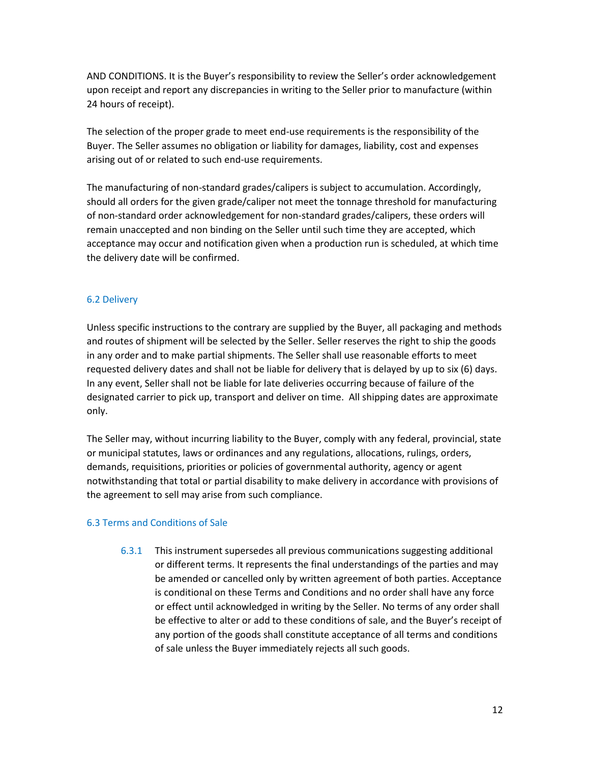AND CONDITIONS. It is the Buyer's responsibility to review the Seller's order acknowledgement upon receipt and report any discrepancies in writing to the Seller prior to manufacture (within 24 hours of receipt).

The selection of the proper grade to meet end-use requirements is the responsibility of the Buyer. The Seller assumes no obligation or liability for damages, liability, cost and expenses arising out of or related to such end-use requirements.

The manufacturing of non-standard grades/calipers is subject to accumulation. Accordingly, should all orders for the given grade/caliper not meet the tonnage threshold for manufacturing of non-standard order acknowledgement for non-standard grades/calipers, these orders will remain unaccepted and non binding on the Seller until such time they are accepted, which acceptance may occur and notification given when a production run is scheduled, at which time the delivery date will be confirmed.

### 6.2 Delivery

Unless specific instructions to the contrary are supplied by the Buyer, all packaging and methods and routes of shipment will be selected by the Seller. Seller reserves the right to ship the goods in any order and to make partial shipments. The Seller shall use reasonable efforts to meet requested delivery dates and shall not be liable for delivery that is delayed by up to six (6) days. In any event, Seller shall not be liable for late deliveries occurring because of failure of the designated carrier to pick up, transport and deliver on time. All shipping dates are approximate only.

The Seller may, without incurring liability to the Buyer, comply with any federal, provincial, state or municipal statutes, laws or ordinances and any regulations, allocations, rulings, orders, demands, requisitions, priorities or policies of governmental authority, agency or agent notwithstanding that total or partial disability to make delivery in accordance with provisions of the agreement to sell may arise from such compliance.

### 6.3 Terms and Conditions of Sale

6.3.1 This instrument supersedes all previous communications suggesting additional or different terms. It represents the final understandings of the parties and may be amended or cancelled only by written agreement of both parties. Acceptance is conditional on these Terms and Conditions and no order shall have any force or effect until acknowledged in writing by the Seller. No terms of any order shall be effective to alter or add to these conditions of sale, and the Buyer's receipt of any portion of the goods shall constitute acceptance of all terms and conditions of sale unless the Buyer immediately rejects all such goods.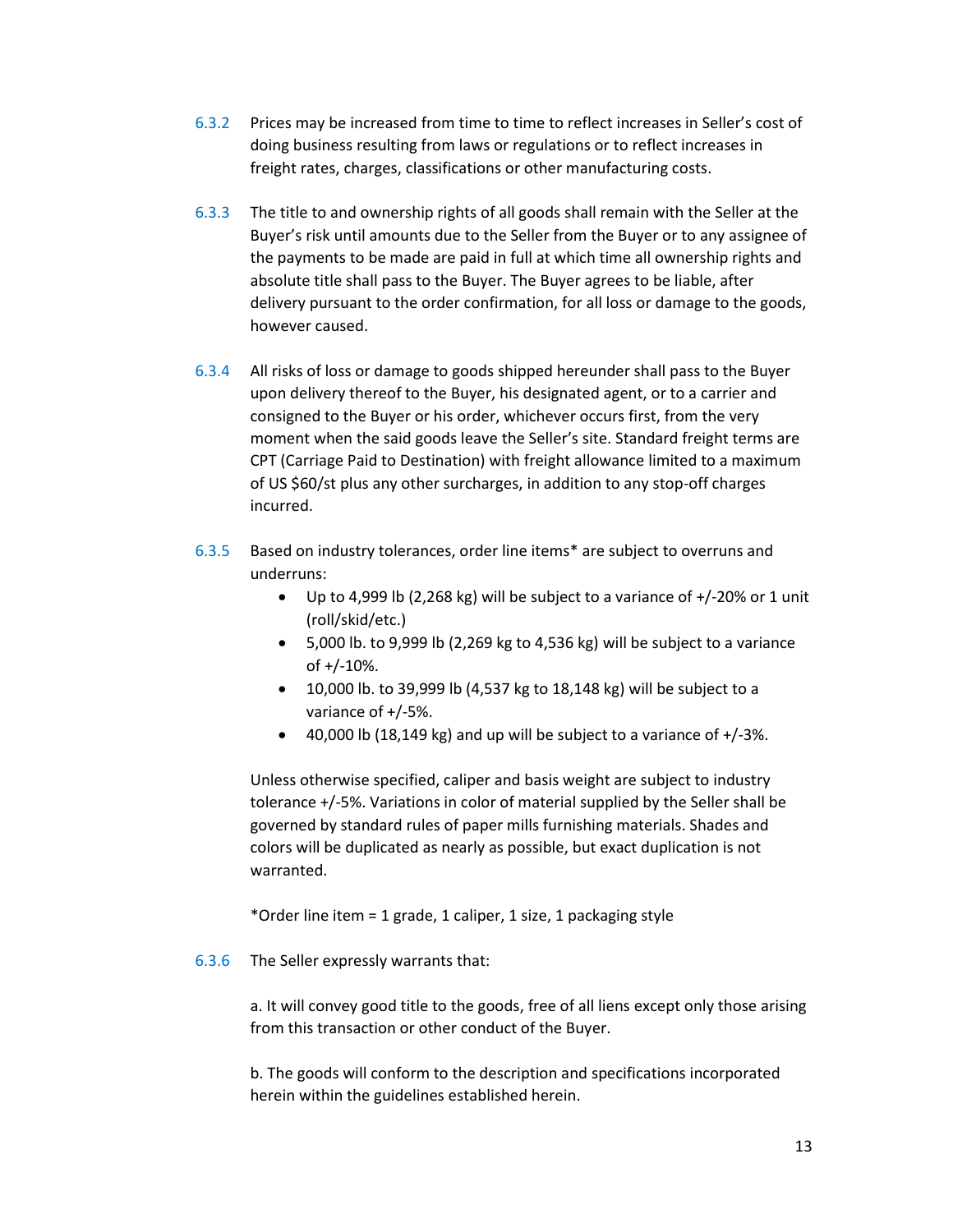6.3.2 Prices may be increased from time to time to reflect increases in Seller's cost of doing business resulting from laws or regulations or to reflect increases in freight rates, charges, classifications or other manufacturing costs.

6.3.3 The title to and ownership rights of all goods shall remain with the Seller at the Buyer's risk until amounts due to the Seller from the Buyer or to any assignee of the payments to be made are paid in full at which time all ownership rights and absolute title shall pass to the Buyer. The Buyer agrees to be liable, after delivery pursuant to the order confirmation, for all loss or damage to the goods, however caused.

6.3.4 All risks of loss or damage to goods shipped hereunder shall pass to the Buyer upon delivery thereof to the Buyer, his designated agent, or to a carrier and consigned to the Buyer or his order, whichever occurs first, from the very moment when the said goods leave the Seller's site. Standard freight terms are CPT (Carriage Paid to Destination) with freight allowance limited to a maximum of US $60/st plus any other surcharges, in addition to any stop-off charges incurred.

6.3.5 Based on industry tolerances, order line items* are subject to overruns and underruns:

- Up to 4,999 lb (2,268 kg) will be subject to a variance of +/-20% or 1 unit (roll/skid/etc.)
- 5,000 lb. to 9,999 lb (2,269 kg to 4,536 kg) will be subject to a variance of +/-10%.
- 10,000 lb. to 39,999 lb (4,537 kg to 18,148 kg) will be subject to a variance of +/-5%.
- 40,000 lb (18,149 kg) and up will be subject to a variance of +/-3%.

Unless otherwise specified, caliper and basis weight are subject to industry tolerance +/-5%. Variations in color of material supplied by the Seller shall be governed by standard rules of paper mills furnishing materials. Shades and colors will be duplicated as nearly as possible, but exact duplication is not warranted.

*Order line item = 1 grade, 1 caliper, 1 size, 1 packaging style

6.3.6 The Seller expressly warrants that:

a. It will convey good title to the goods, free of all liens except only those arising from this transaction or other conduct of the Buyer.

b. The goods will conform to the description and specifications incorporated herein within the guidelines established herein.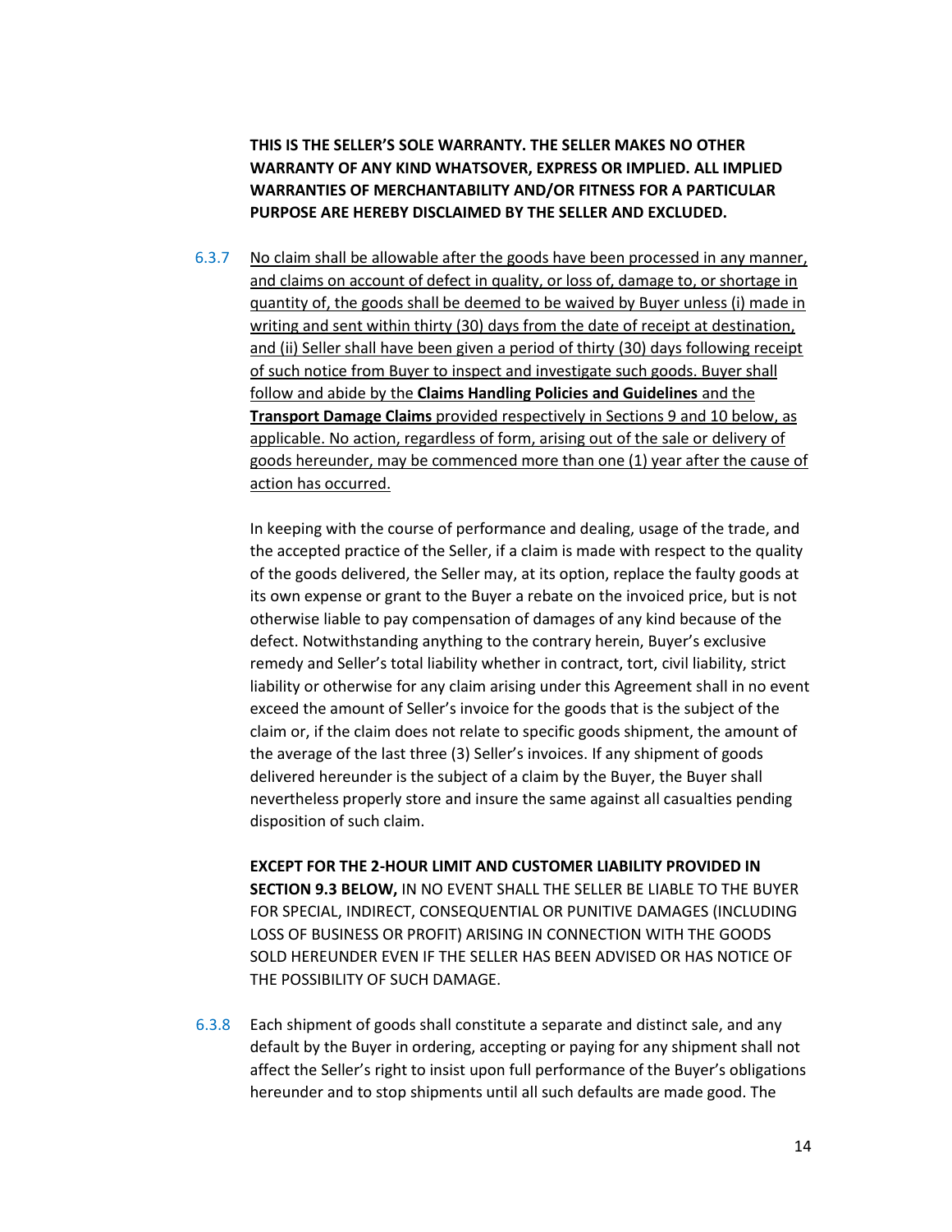**THIS IS THE SELLER'S SOLE WARRANTY. THE SELLER MAKES NO OTHER WARRANTY OF ANY KIND WHATSOVER, EXPRESS OR IMPLIED. ALL IMPLIED WARRANTIES OF MERCHANTABILITY AND/OR FITNESS FOR A PARTICULAR PURPOSE ARE HEREBY DISCLAIMED BY THE SELLER AND EXCLUDED.**

6.3.7 No claim shall be allowable after the goods have been processed in any manner, and claims on account of defect in quality, or loss of, damage to, or shortage in quantity of, the goods shall be deemed to be waived by Buyer unless (i) made in writing and sent within thirty (30) days from the date of receipt at destination, and (ii) Seller shall have been given a period of thirty (30) days following receipt of such notice from Buyer to inspect and investigate such goods. Buyer shall follow and abide by the **Claims Handling Policies and Guidelines** and the **Transport Damage Claims** provided respectively in Sections 9 and 10 below, as applicable. No action, regardless of form, arising out of the sale or delivery of goods hereunder, may be commenced more than one (1) year after the cause of action has occurred.

In keeping with the course of performance and dealing, usage of the trade, and the accepted practice of the Seller, if a claim is made with respect to the quality of the goods delivered, the Seller may, at its option, replace the faulty goods at its own expense or grant to the Buyer a rebate on the invoiced price, but is not otherwise liable to pay compensation of damages of any kind because of the defect. Notwithstanding anything to the contrary herein, Buyer's exclusive remedy and Seller's total liability whether in contract, tort, civil liability, strict liability or otherwise for any claim arising under this Agreement shall in no event exceed the amount of Seller's invoice for the goods that is the subject of the claim or, if the claim does not relate to specific goods shipment, the amount of the average of the last three (3) Seller's invoices. If any shipment of goods delivered hereunder is the subject of a claim by the Buyer, the Buyer shall nevertheless properly store and insure the same against all casualties pending disposition of such claim.

**EXCEPT FOR THE 2-HOUR LIMIT AND CUSTOMER LIABILITY PROVIDED IN SECTION 9.3 BELOW,** IN NO EVENT SHALL THE SELLER BE LIABLE TO THE BUYER FOR SPECIAL, INDIRECT, CONSEQUENTIAL OR PUNITIVE DAMAGES (INCLUDING LOSS OF BUSINESS OR PROFIT) ARISING IN CONNECTION WITH THE GOODS SOLD HEREUNDER EVEN IF THE SELLER HAS BEEN ADVISED OR HAS NOTICE OF THE POSSIBILITY OF SUCH DAMAGE.

6.3.8 Each shipment of goods shall constitute a separate and distinct sale, and any default by the Buyer in ordering, accepting or paying for any shipment shall not affect the Seller's right to insist upon full performance of the Buyer's obligations hereunder and to stop shipments until all such defaults are made good. The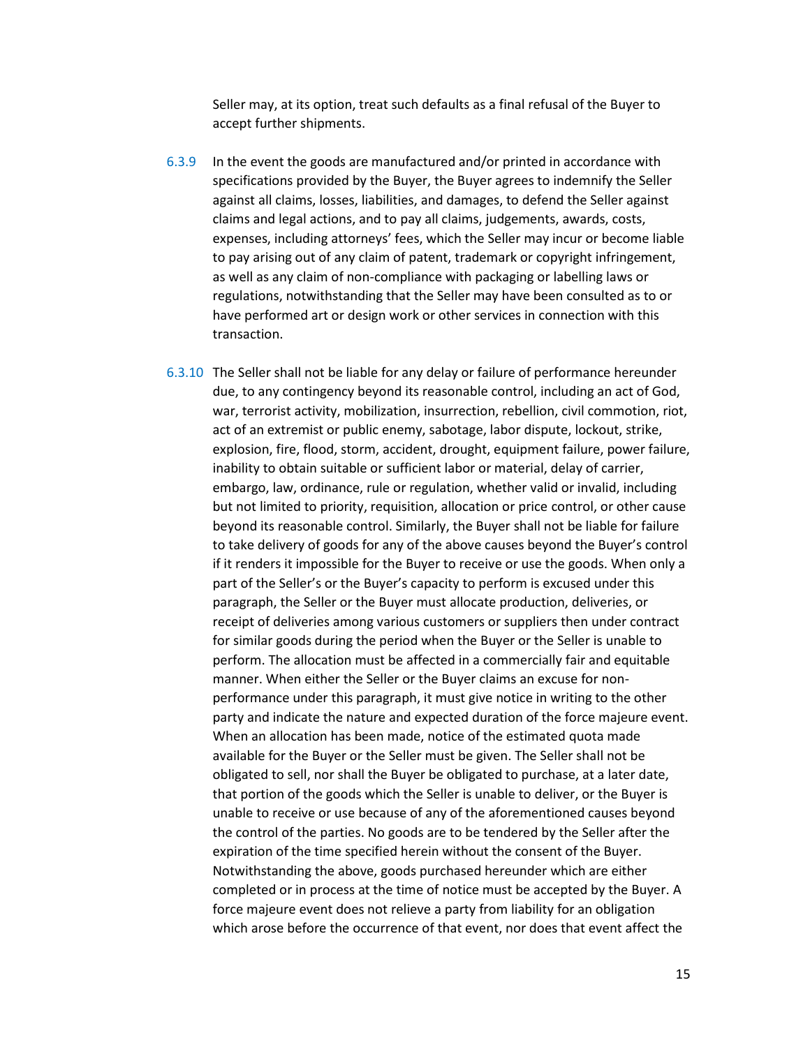Seller may, at its option, treat such defaults as a final refusal of the Buyer to accept further shipments.

6.3.9 In the event the goods are manufactured and/or printed in accordance with specifications provided by the Buyer, the Buyer agrees to indemnify the Seller against all claims, losses, liabilities, and damages, to defend the Seller against claims and legal actions, and to pay all claims, judgements, awards, costs, expenses, including attorneys' fees, which the Seller may incur or become liable to pay arising out of any claim of patent, trademark or copyright infringement, as well as any claim of non-compliance with packaging or labelling laws or regulations, notwithstanding that the Seller may have been consulted as to or have performed art or design work or other services in connection with this transaction.

6.3.10 The Seller shall not be liable for any delay or failure of performance hereunder due, to any contingency beyond its reasonable control, including an act of God, war, terrorist activity, mobilization, insurrection, rebellion, civil commotion, riot, act of an extremist or public enemy, sabotage, labor dispute, lockout, strike, explosion, fire, flood, storm, accident, drought, equipment failure, power failure, inability to obtain suitable or sufficient labor or material, delay of carrier, embargo, law, ordinance, rule or regulation, whether valid or invalid, including but not limited to priority, requisition, allocation or price control, or other cause beyond its reasonable control. Similarly, the Buyer shall not be liable for failure to take delivery of goods for any of the above causes beyond the Buyer's control if it renders it impossible for the Buyer to receive or use the goods. When only a part of the Seller's or the Buyer's capacity to perform is excused under this paragraph, the Seller or the Buyer must allocate production, deliveries, or receipt of deliveries among various customers or suppliers then under contract for similar goods during the period when the Buyer or the Seller is unable to perform. The allocation must be affected in a commercially fair and equitable manner. When either the Seller or the Buyer claims an excuse for non-performance under this paragraph, it must give notice in writing to the other party and indicate the nature and expected duration of the force majeure event. When an allocation has been made, notice of the estimated quota made available for the Buyer or the Seller must be given. The Seller shall not be obligated to sell, nor shall the Buyer be obligated to purchase, at a later date, that portion of the goods which the Seller is unable to deliver, or the Buyer is unable to receive or use because of any of the aforementioned causes beyond the control of the parties. No goods are to be tendered by the Seller after the expiration of the time specified herein without the consent of the Buyer. Notwithstanding the above, goods purchased hereunder which are either completed or in process at the time of notice must be accepted by the Buyer. A force majeure event does not relieve a party from liability for an obligation which arose before the occurrence of that event, nor does that event affect the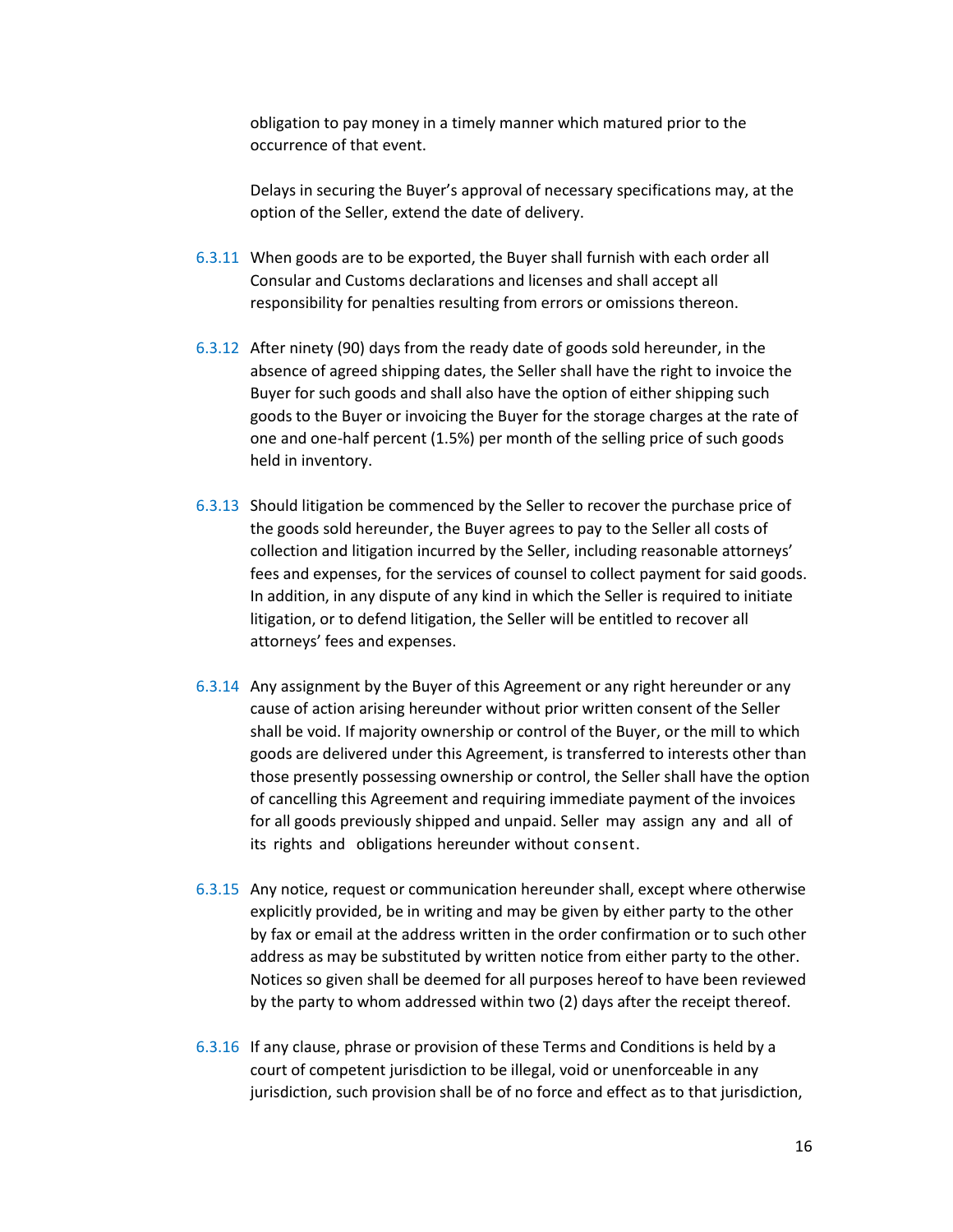obligation to pay money in a timely manner which matured prior to the occurrence of that event.

Delays in securing the Buyer's approval of necessary specifications may, at the option of the Seller, extend the date of delivery.

6.3.11 When goods are to be exported, the Buyer shall furnish with each order all Consular and Customs declarations and licenses and shall accept all responsibility for penalties resulting from errors or omissions thereon.

6.3.12 After ninety (90) days from the ready date of goods sold hereunder, in the absence of agreed shipping dates, the Seller shall have the right to invoice the Buyer for such goods and shall also have the option of either shipping such goods to the Buyer or invoicing the Buyer for the storage charges at the rate of one and one-half percent (1.5%) per month of the selling price of such goods held in inventory.

6.3.13 Should litigation be commenced by the Seller to recover the purchase price of the goods sold hereunder, the Buyer agrees to pay to the Seller all costs of collection and litigation incurred by the Seller, including reasonable attorneys' fees and expenses, for the services of counsel to collect payment for said goods. In addition, in any dispute of any kind in which the Seller is required to initiate litigation, or to defend litigation, the Seller will be entitled to recover all attorneys' fees and expenses.

6.3.14 Any assignment by the Buyer of this Agreement or any right hereunder or any cause of action arising hereunder without prior written consent of the Seller shall be void. If majority ownership or control of the Buyer, or the mill to which goods are delivered under this Agreement, is transferred to interests other than those presently possessing ownership or control, the Seller shall have the option of cancelling this Agreement and requiring immediate payment of the invoices for all goods previously shipped and unpaid. Seller may assign any and all of its rights and obligations hereunder without consent.

6.3.15 Any notice, request or communication hereunder shall, except where otherwise explicitly provided, be in writing and may be given by either party to the other by fax or email at the address written in the order confirmation or to such other address as may be substituted by written notice from either party to the other. Notices so given shall be deemed for all purposes hereof to have been reviewed by the party to whom addressed within two (2) days after the receipt thereof.

6.3.16 If any clause, phrase or provision of these Terms and Conditions is held by a court of competent jurisdiction to be illegal, void or unenforceable in any jurisdiction, such provision shall be of no force and effect as to that jurisdiction,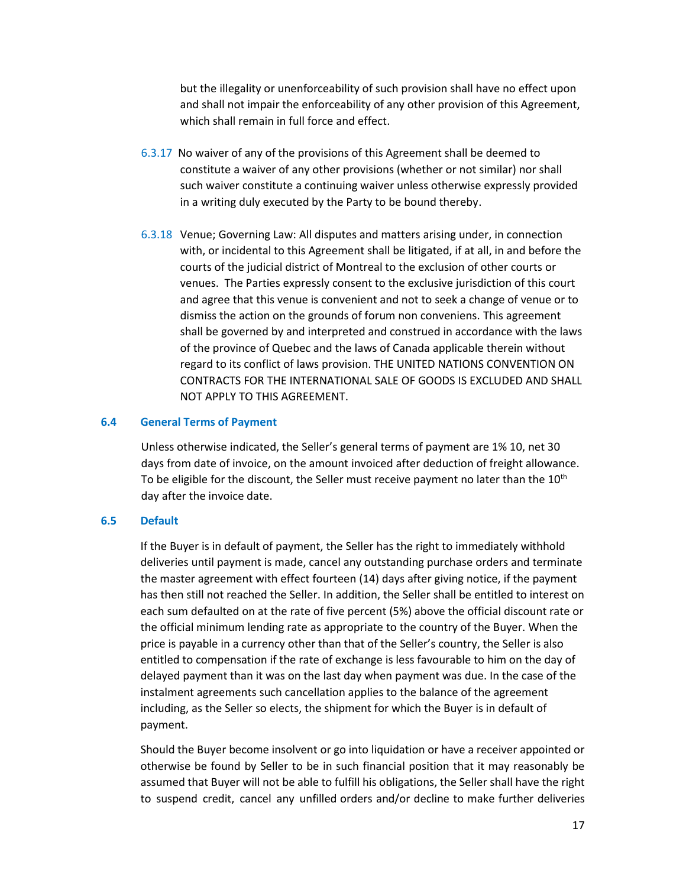but the illegality or unenforceability of such provision shall have no effect upon and shall not impair the enforceability of any other provision of this Agreement, which shall remain in full force and effect.

6.3.17 No waiver of any of the provisions of this Agreement shall be deemed to constitute a waiver of any other provisions (whether or not similar) nor shall such waiver constitute a continuing waiver unless otherwise expressly provided in a writing duly executed by the Party to be bound thereby.

6.3.18 Venue; Governing Law: All disputes and matters arising under, in connection with, or incidental to this Agreement shall be litigated, if at all, in and before the courts of the judicial district of Montreal to the exclusion of other courts or venues. The Parties expressly consent to the exclusive jurisdiction of this court and agree that this venue is convenient and not to seek a change of venue or to dismiss the action on the grounds of forum non conveniens. This agreement shall be governed by and interpreted and construed in accordance with the laws of the province of Quebec and the laws of Canada applicable therein without regard to its conflict of laws provision. THE UNITED NATIONS CONVENTION ON CONTRACTS FOR THE INTERNATIONAL SALE OF GOODS IS EXCLUDED AND SHALL NOT APPLY TO THIS AGREEMENT.

### 6.4 General Terms of Payment

Unless otherwise indicated, the Seller's general terms of payment are 1% 10, net 30 days from date of invoice, on the amount invoiced after deduction of freight allowance. To be eligible for the discount, the Seller must receive payment no later than the 10th day after the invoice date.

### 6.5 Default

If the Buyer is in default of payment, the Seller has the right to immediately withhold deliveries until payment is made, cancel any outstanding purchase orders and terminate the master agreement with effect fourteen (14) days after giving notice, if the payment has then still not reached the Seller. In addition, the Seller shall be entitled to interest on each sum defaulted on at the rate of five percent (5%) above the official discount rate or the official minimum lending rate as appropriate to the country of the Buyer. When the price is payable in a currency other than that of the Seller's country, the Seller is also entitled to compensation if the rate of exchange is less favourable to him on the day of delayed payment than it was on the last day when payment was due. In the case of the instalment agreements such cancellation applies to the balance of the agreement including, as the Seller so elects, the shipment for which the Buyer is in default of payment.

Should the Buyer become insolvent or go into liquidation or have a receiver appointed or otherwise be found by Seller to be in such financial position that it may reasonably be assumed that Buyer will not be able to fulfill his obligations, the Seller shall have the right to suspend credit, cancel any unfilled orders and/or decline to make further deliveries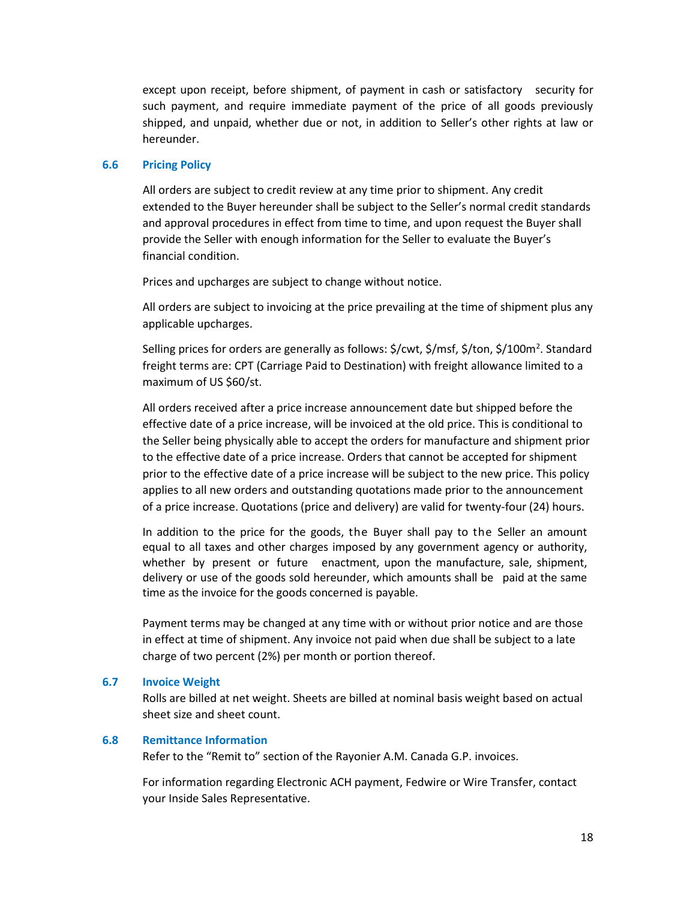except upon receipt, before shipment, of payment in cash or satisfactory security for such payment, and require immediate payment of the price of all goods previously shipped, and unpaid, whether due or not, in addition to Seller's other rights at law or hereunder.

### 6.6 Pricing Policy

All orders are subject to credit review at any time prior to shipment. Any credit extended to the Buyer hereunder shall be subject to the Seller's normal credit standards and approval procedures in effect from time to time, and upon request the Buyer shall provide the Seller with enough information for the Seller to evaluate the Buyer's financial condition.

Prices and upcharges are subject to change without notice.

All orders are subject to invoicing at the price prevailing at the time of shipment plus any applicable upcharges.

Selling prices for orders are generally as follows: $/cwt, $/msf, $/ton, $/100m$^2$. Standard freight terms are: CPT (Carriage Paid to Destination) with freight allowance limited to a maximum of US $60/st.

All orders received after a price increase announcement date but shipped before the effective date of a price increase, will be invoiced at the old price. This is conditional to the Seller being physically able to accept the orders for manufacture and shipment prior to the effective date of a price increase. Orders that cannot be accepted for shipment prior to the effective date of a price increase will be subject to the new price. This policy applies to all new orders and outstanding quotations made prior to the announcement of a price increase. Quotations (price and delivery) are valid for twenty-four (24) hours.

In addition to the price for the goods, the Buyer shall pay to the Seller an amount equal to all taxes and other charges imposed by any government agency or authority, whether by present or future enactment, upon the manufacture, sale, shipment, delivery or use of the goods sold hereunder, which amounts shall be paid at the same time as the invoice for the goods concerned is payable.

Payment terms may be changed at any time with or without prior notice and are those in effect at time of shipment. Any invoice not paid when due shall be subject to a late charge of two percent (2%) per month or portion thereof.

### 6.7 Invoice Weight

Rolls are billed at net weight. Sheets are billed at nominal basis weight based on actual sheet size and sheet count.

### 6.8 Remittance Information

Refer to the "Remit to" section of the Rayonier A.M. Canada G.P. invoices.

For information regarding Electronic ACH payment, Fedwire or Wire Transfer, contact your Inside Sales Representative.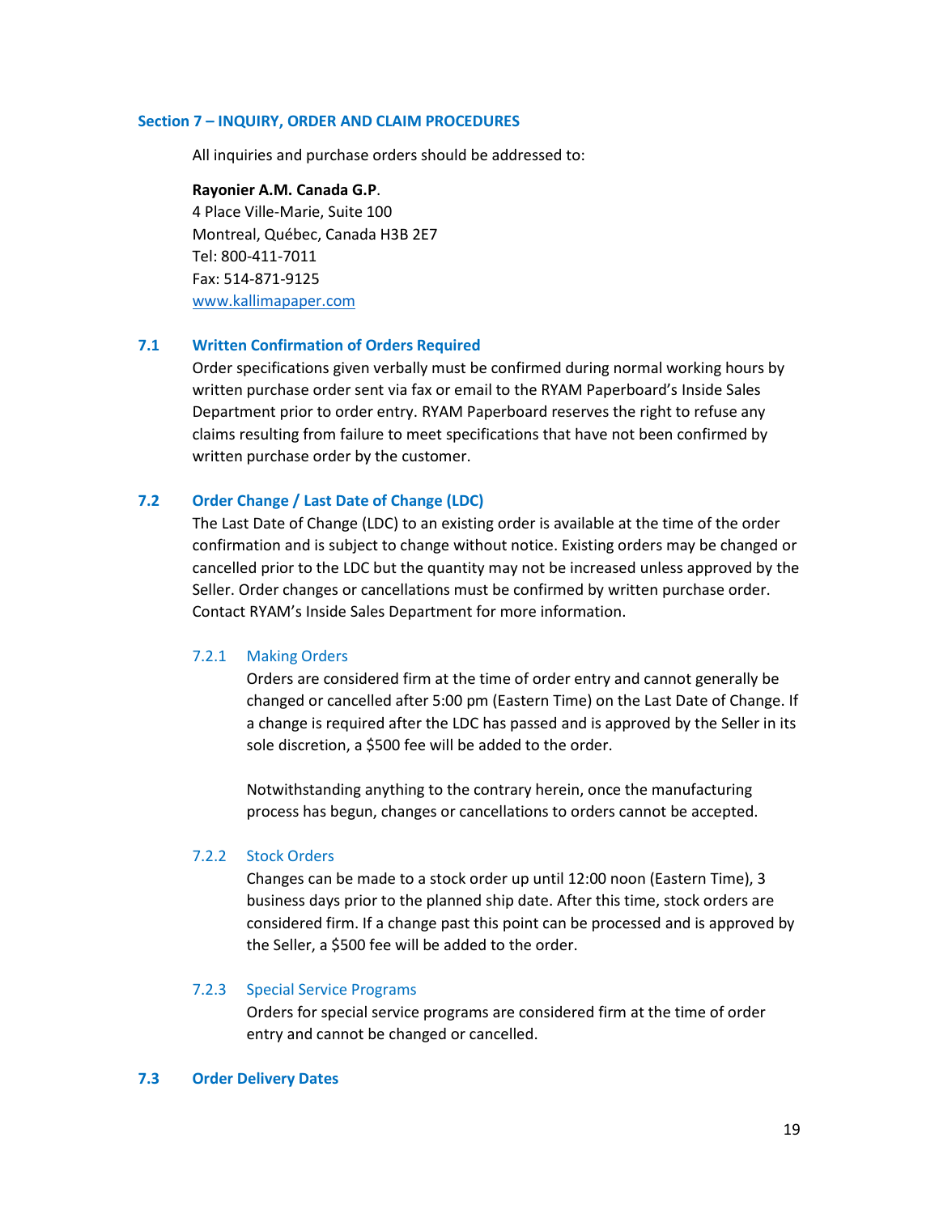## Section 7 – INQUIRY, ORDER AND CLAIM PROCEDURES

All inquiries and purchase orders should be addressed to:

**Rayonier A.M. Canada G.P**.
4 Place Ville-Marie, Suite 100
Montreal, Québec, Canada H3B 2E7
Tel: 800-411-7011
Fax: 514-871-9125
www.kallimapaper.com

### 7.1 Written Confirmation of Orders Required

Order specifications given verbally must be confirmed during normal working hours by written purchase order sent via fax or email to the RYAM Paperboard's Inside Sales Department prior to order entry. RYAM Paperboard reserves the right to refuse any claims resulting from failure to meet specifications that have not been confirmed by written purchase order by the customer.

### 7.2 Order Change / Last Date of Change (LDC)

The Last Date of Change (LDC) to an existing order is available at the time of the order confirmation and is subject to change without notice. Existing orders may be changed or cancelled prior to the LDC but the quantity may not be increased unless approved by the Seller. Order changes or cancellations must be confirmed by written purchase order. Contact RYAM's Inside Sales Department for more information.

#### 7.2.1 Making Orders

Orders are considered firm at the time of order entry and cannot generally be changed or cancelled after 5:00 pm (Eastern Time) on the Last Date of Change. If a change is required after the LDC has passed and is approved by the Seller in its sole discretion, a $500 fee will be added to the order.

Notwithstanding anything to the contrary herein, once the manufacturing process has begun, changes or cancellations to orders cannot be accepted.

#### 7.2.2 Stock Orders

Changes can be made to a stock order up until 12:00 noon (Eastern Time), 3 business days prior to the planned ship date. After this time, stock orders are considered firm. If a change past this point can be processed and is approved by the Seller, a $500 fee will be added to the order.

#### 7.2.3 Special Service Programs

Orders for special service programs are considered firm at the time of order entry and cannot be changed or cancelled.

### 7.3 Order Delivery Dates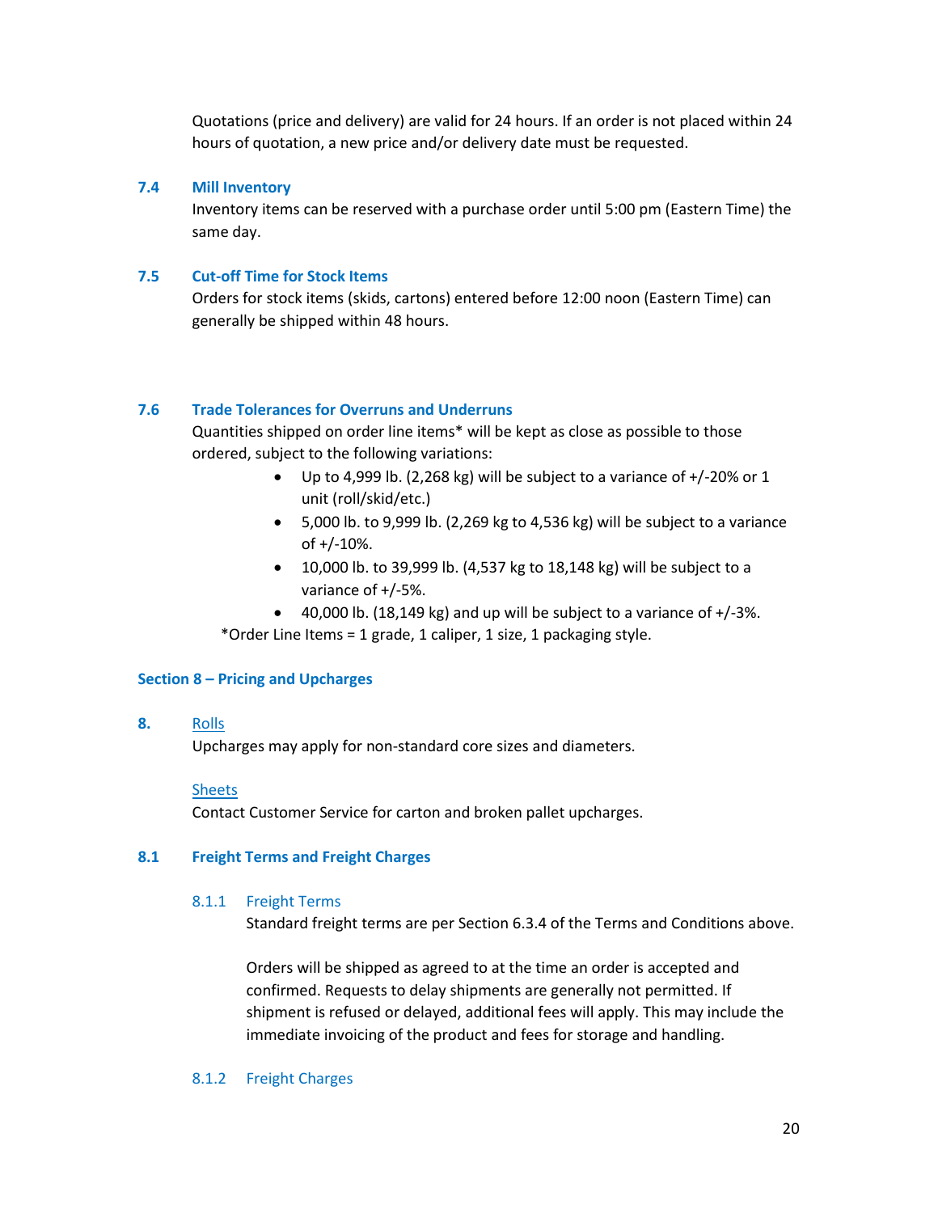Quotations (price and delivery) are valid for 24 hours. If an order is not placed within 24 hours of quotation, a new price and/or delivery date must be requested.

### 7.4 Mill Inventory

Inventory items can be reserved with a purchase order until 5:00 pm (Eastern Time) the same day.

### 7.5 Cut-off Time for Stock Items

Orders for stock items (skids, cartons) entered before 12:00 noon (Eastern Time) can generally be shipped within 48 hours.

### 7.6 Trade Tolerances for Overruns and Underruns

Quantities shipped on order line items* will be kept as close as possible to those ordered, subject to the following variations:

- Up to 4,999 lb. (2,268 kg) will be subject to a variance of +/-20% or 1 unit (roll/skid/etc.)
- 5,000 lb. to 9,999 lb. (2,269 kg to 4,536 kg) will be subject to a variance of +/-10%.
- 10,000 lb. to 39,999 lb. (4,537 kg to 18,148 kg) will be subject to a variance of +/-5%.
- 40,000 lb. (18,149 kg) and up will be subject to a variance of +/-3%.

*Order Line Items = 1 grade, 1 caliper, 1 size, 1 packaging style.

## Section 8 – Pricing and Upcharges

### 8. Rolls

Upcharges may apply for non-standard core sizes and diameters.

Sheets

Contact Customer Service for carton and broken pallet upcharges.

### 8.1 Freight Terms and Freight Charges

#### 8.1.1 Freight Terms

Standard freight terms are per Section 6.3.4 of the Terms and Conditions above.

Orders will be shipped as agreed to at the time an order is accepted and confirmed. Requests to delay shipments are generally not permitted. If shipment is refused or delayed, additional fees will apply. This may include the immediate invoicing of the product and fees for storage and handling.

#### 8.1.2 Freight Charges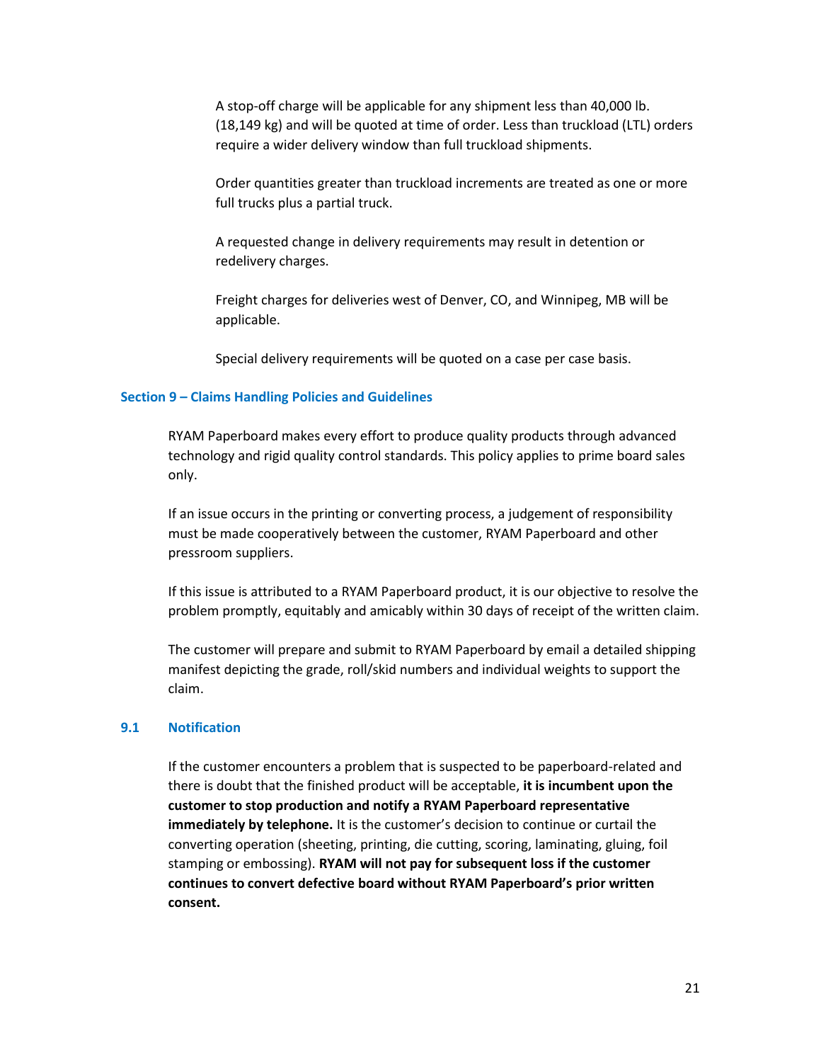A stop-off charge will be applicable for any shipment less than 40,000 lb. (18,149 kg) and will be quoted at time of order. Less than truckload (LTL) orders require a wider delivery window than full truckload shipments.

Order quantities greater than truckload increments are treated as one or more full trucks plus a partial truck.

A requested change in delivery requirements may result in detention or redelivery charges.

Freight charges for deliveries west of Denver, CO, and Winnipeg, MB will be applicable.

Special delivery requirements will be quoted on a case per case basis.

## Section 9 – Claims Handling Policies and Guidelines

RYAM Paperboard makes every effort to produce quality products through advanced technology and rigid quality control standards. This policy applies to prime board sales only.

If an issue occurs in the printing or converting process, a judgement of responsibility must be made cooperatively between the customer, RYAM Paperboard and other pressroom suppliers.

If this issue is attributed to a RYAM Paperboard product, it is our objective to resolve the problem promptly, equitably and amicably within 30 days of receipt of the written claim.

The customer will prepare and submit to RYAM Paperboard by email a detailed shipping manifest depicting the grade, roll/skid numbers and individual weights to support the claim.

### 9.1 Notification

If the customer encounters a problem that is suspected to be paperboard-related and there is doubt that the finished product will be acceptable, **it is incumbent upon the customer to stop production and notify a RYAM Paperboard representative immediately by telephone.** It is the customer's decision to continue or curtail the converting operation (sheeting, printing, die cutting, scoring, laminating, gluing, foil stamping or embossing). **RYAM will not pay for subsequent loss if the customer continues to convert defective board without RYAM Paperboard's prior written consent.**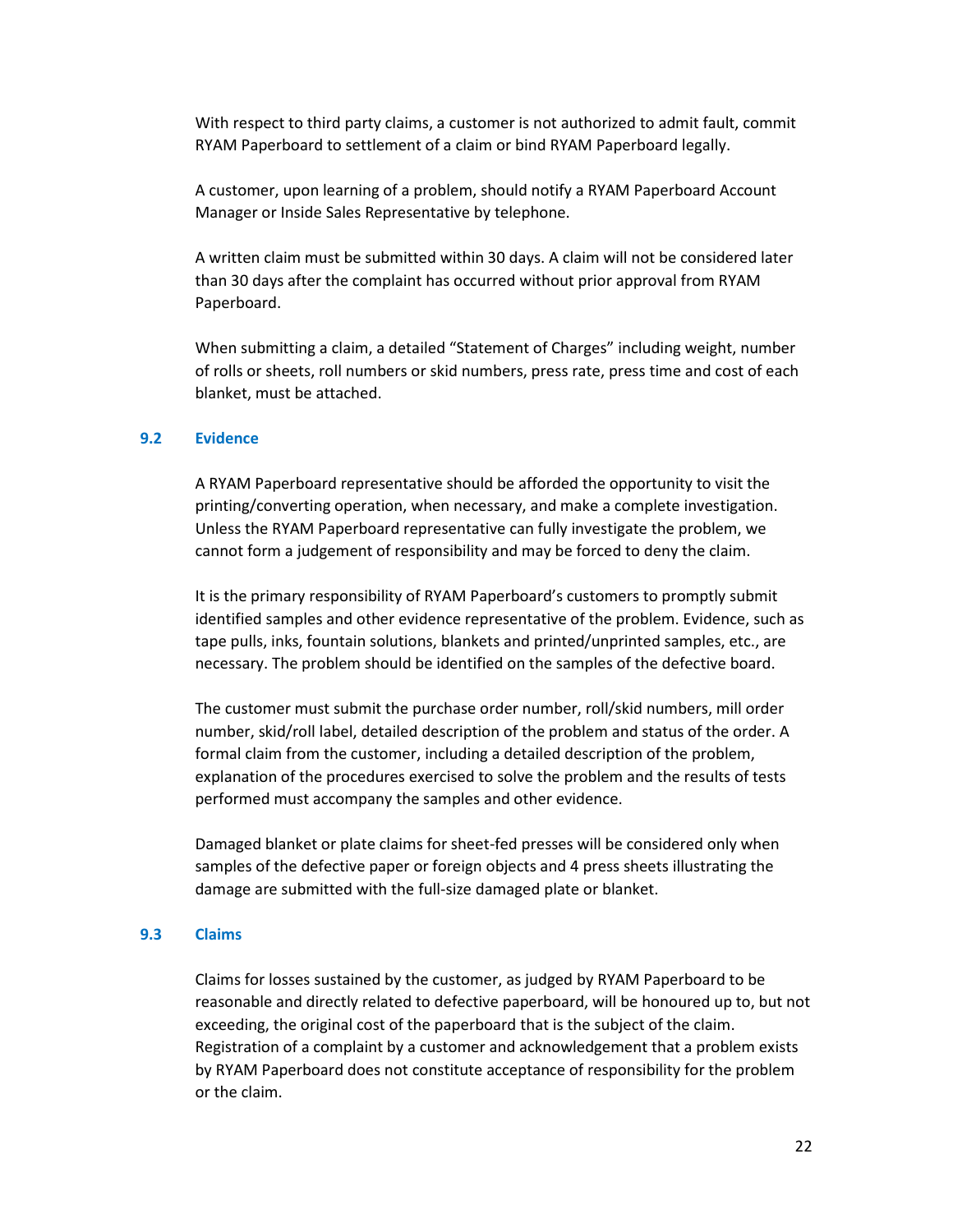With respect to third party claims, a customer is not authorized to admit fault, commit RYAM Paperboard to settlement of a claim or bind RYAM Paperboard legally.

A customer, upon learning of a problem, should notify a RYAM Paperboard Account Manager or Inside Sales Representative by telephone.

A written claim must be submitted within 30 days. A claim will not be considered later than 30 days after the complaint has occurred without prior approval from RYAM Paperboard.

When submitting a claim, a detailed "Statement of Charges" including weight, number of rolls or sheets, roll numbers or skid numbers, press rate, press time and cost of each blanket, must be attached.

### 9.2 Evidence

A RYAM Paperboard representative should be afforded the opportunity to visit the printing/converting operation, when necessary, and make a complete investigation. Unless the RYAM Paperboard representative can fully investigate the problem, we cannot form a judgement of responsibility and may be forced to deny the claim.

It is the primary responsibility of RYAM Paperboard's customers to promptly submit identified samples and other evidence representative of the problem. Evidence, such as tape pulls, inks, fountain solutions, blankets and printed/unprinted samples, etc., are necessary. The problem should be identified on the samples of the defective board.

The customer must submit the purchase order number, roll/skid numbers, mill order number, skid/roll label, detailed description of the problem and status of the order. A formal claim from the customer, including a detailed description of the problem, explanation of the procedures exercised to solve the problem and the results of tests performed must accompany the samples and other evidence.

Damaged blanket or plate claims for sheet-fed presses will be considered only when samples of the defective paper or foreign objects and 4 press sheets illustrating the damage are submitted with the full-size damaged plate or blanket.

### 9.3 Claims

Claims for losses sustained by the customer, as judged by RYAM Paperboard to be reasonable and directly related to defective paperboard, will be honoured up to, but not exceeding, the original cost of the paperboard that is the subject of the claim. Registration of a complaint by a customer and acknowledgement that a problem exists by RYAM Paperboard does not constitute acceptance of responsibility for the problem or the claim.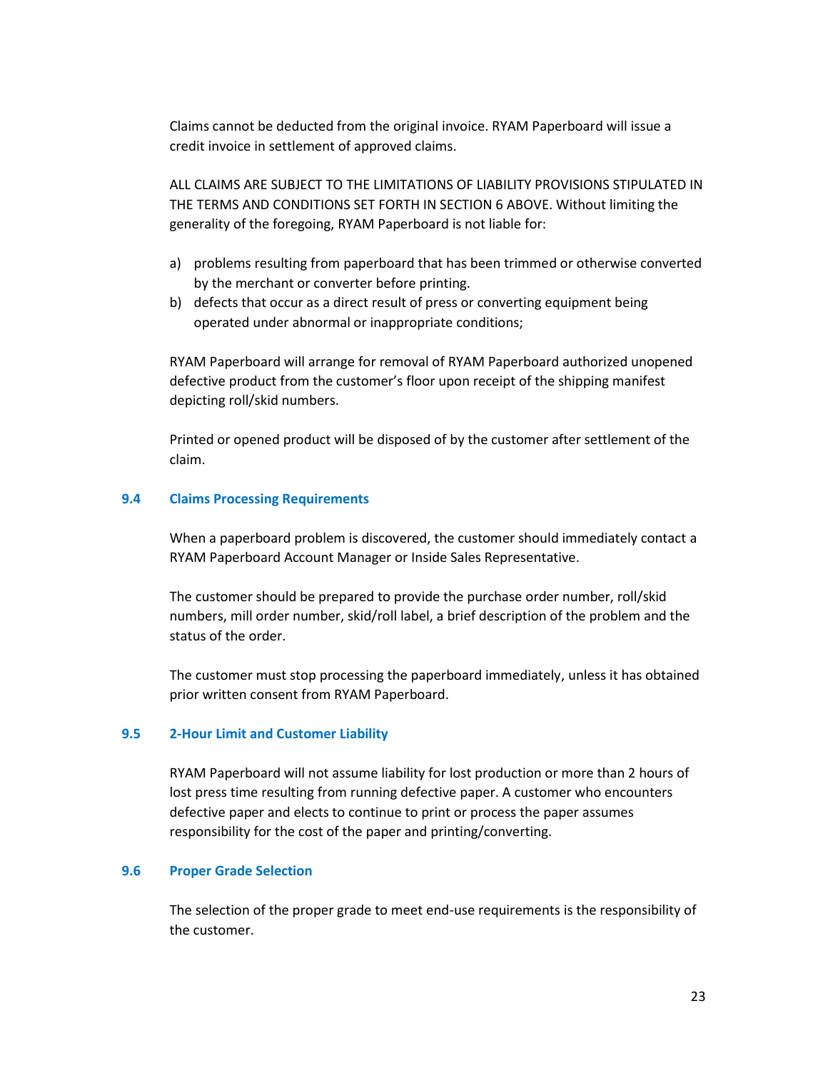Claims cannot be deducted from the original invoice. RYAM Paperboard will issue a credit invoice in settlement of approved claims.

ALL CLAIMS ARE SUBJECT TO THE LIMITATIONS OF LIABILITY PROVISIONS STIPULATED IN THE TERMS AND CONDITIONS SET FORTH IN SECTION 6 ABOVE. Without limiting the generality of the foregoing, RYAM Paperboard is not liable for:

a) problems resulting from paperboard that has been trimmed or otherwise converted by the merchant or converter before printing.
b) defects that occur as a direct result of press or converting equipment being operated under abnormal or inappropriate conditions;

RYAM Paperboard will arrange for removal of RYAM Paperboard authorized unopened defective product from the customer's floor upon receipt of the shipping manifest depicting roll/skid numbers.

Printed or opened product will be disposed of by the customer after settlement of the claim.

### 9.4 Claims Processing Requirements

When a paperboard problem is discovered, the customer should immediately contact a RYAM Paperboard Account Manager or Inside Sales Representative.

The customer should be prepared to provide the purchase order number, roll/skid numbers, mill order number, skid/roll label, a brief description of the problem and the status of the order.

The customer must stop processing the paperboard immediately, unless it has obtained prior written consent from RYAM Paperboard.

### 9.5 2-Hour Limit and Customer Liability

RYAM Paperboard will not assume liability for lost production or more than 2 hours of lost press time resulting from running defective paper. A customer who encounters defective paper and elects to continue to print or process the paper assumes responsibility for the cost of the paper and printing/converting.

### 9.6 Proper Grade Selection

The selection of the proper grade to meet end-use requirements is the responsibility of the customer.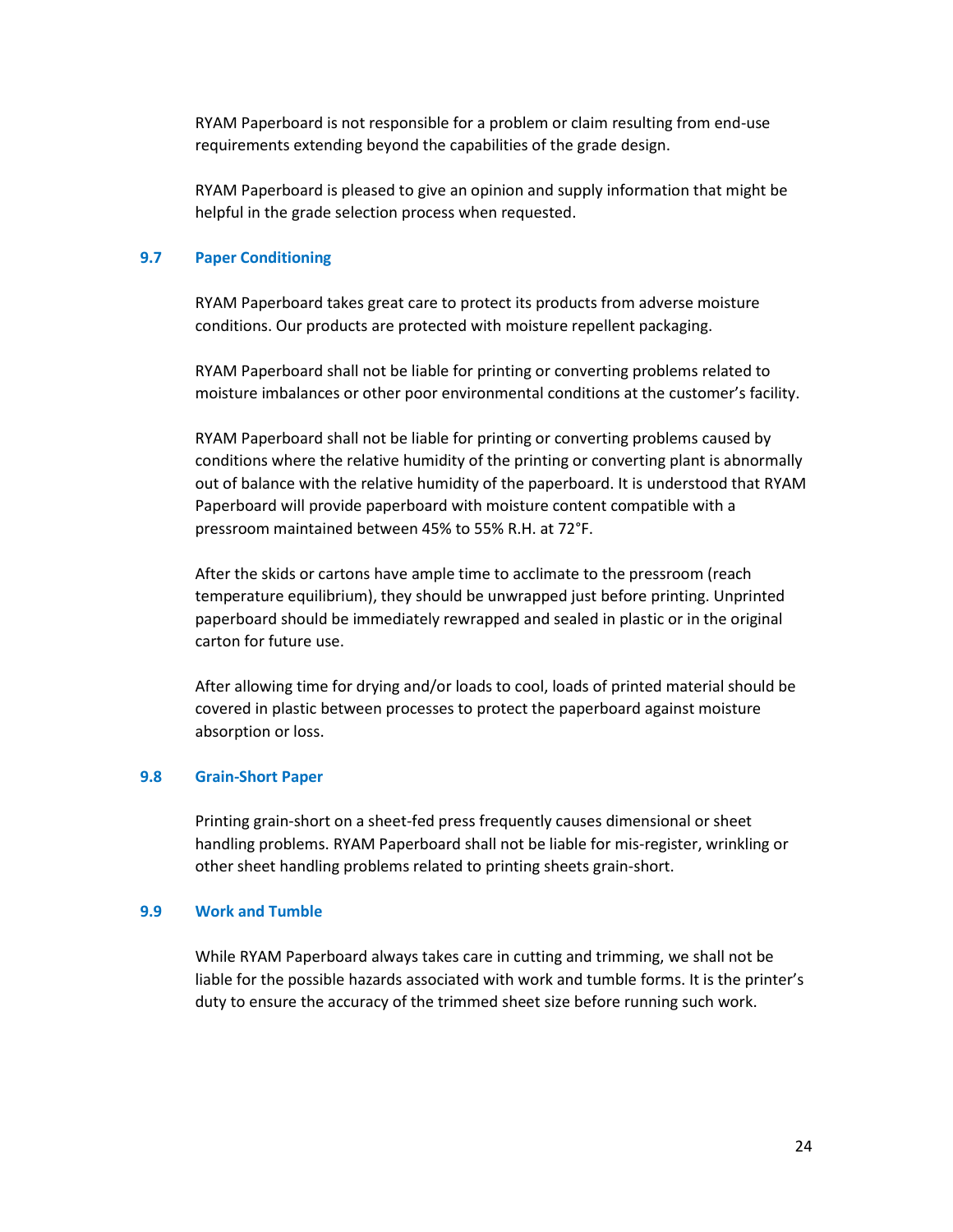RYAM Paperboard is not responsible for a problem or claim resulting from end-use requirements extending beyond the capabilities of the grade design.

RYAM Paperboard is pleased to give an opinion and supply information that might be helpful in the grade selection process when requested.

### 9.7 Paper Conditioning

RYAM Paperboard takes great care to protect its products from adverse moisture conditions. Our products are protected with moisture repellent packaging.

RYAM Paperboard shall not be liable for printing or converting problems related to moisture imbalances or other poor environmental conditions at the customer's facility.

RYAM Paperboard shall not be liable for printing or converting problems caused by conditions where the relative humidity of the printing or converting plant is abnormally out of balance with the relative humidity of the paperboard. It is understood that RYAM Paperboard will provide paperboard with moisture content compatible with a pressroom maintained between 45% to 55% R.H. at 72°F.

After the skids or cartons have ample time to acclimate to the pressroom (reach temperature equilibrium), they should be unwrapped just before printing. Unprinted paperboard should be immediately rewrapped and sealed in plastic or in the original carton for future use.

After allowing time for drying and/or loads to cool, loads of printed material should be covered in plastic between processes to protect the paperboard against moisture absorption or loss.

### 9.8 Grain-Short Paper

Printing grain-short on a sheet-fed press frequently causes dimensional or sheet handling problems. RYAM Paperboard shall not be liable for mis-register, wrinkling or other sheet handling problems related to printing sheets grain-short.

### 9.9 Work and Tumble

While RYAM Paperboard always takes care in cutting and trimming, we shall not be liable for the possible hazards associated with work and tumble forms. It is the printer's duty to ensure the accuracy of the trimmed sheet size before running such work.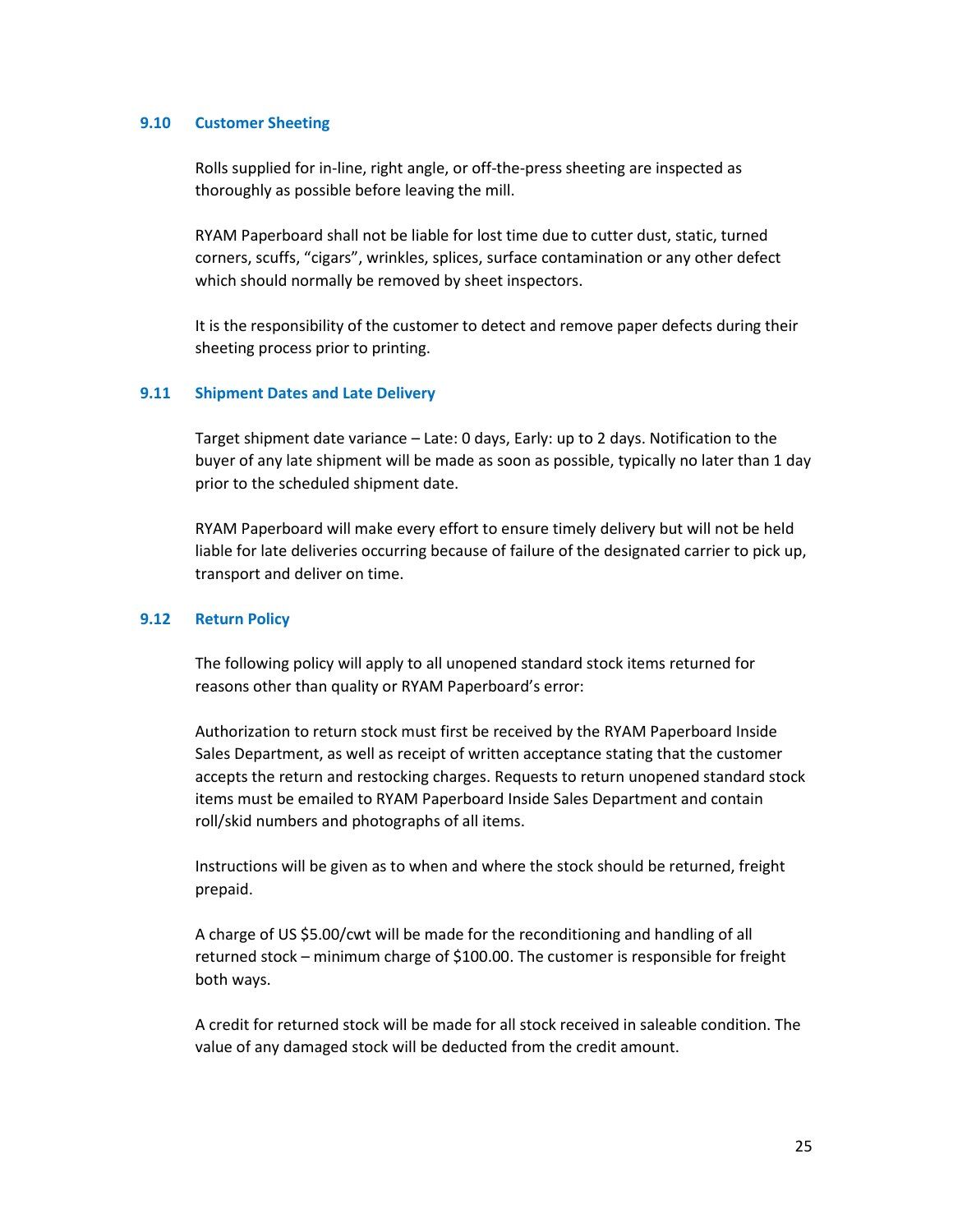### 9.10 Customer Sheeting

Rolls supplied for in-line, right angle, or off-the-press sheeting are inspected as thoroughly as possible before leaving the mill.

RYAM Paperboard shall not be liable for lost time due to cutter dust, static, turned corners, scuffs, “cigars”, wrinkles, splices, surface contamination or any other defect which should normally be removed by sheet inspectors.

It is the responsibility of the customer to detect and remove paper defects during their sheeting process prior to printing.

### 9.11 Shipment Dates and Late Delivery

Target shipment date variance – Late: 0 days, Early: up to 2 days. Notification to the buyer of any late shipment will be made as soon as possible, typically no later than 1 day prior to the scheduled shipment date.

RYAM Paperboard will make every effort to ensure timely delivery but will not be held liable for late deliveries occurring because of failure of the designated carrier to pick up, transport and deliver on time.

### 9.12 Return Policy

The following policy will apply to all unopened standard stock items returned for reasons other than quality or RYAM Paperboard’s error:

Authorization to return stock must first be received by the RYAM Paperboard Inside Sales Department, as well as receipt of written acceptance stating that the customer accepts the return and restocking charges. Requests to return unopened standard stock items must be emailed to RYAM Paperboard Inside Sales Department and contain roll/skid numbers and photographs of all items.

Instructions will be given as to when and where the stock should be returned, freight prepaid.

A charge of US $5.00/cwt will be made for the reconditioning and handling of all returned stock – minimum charge of $100.00. The customer is responsible for freight both ways.

A credit for returned stock will be made for all stock received in saleable condition. The value of any damaged stock will be deducted from the credit amount.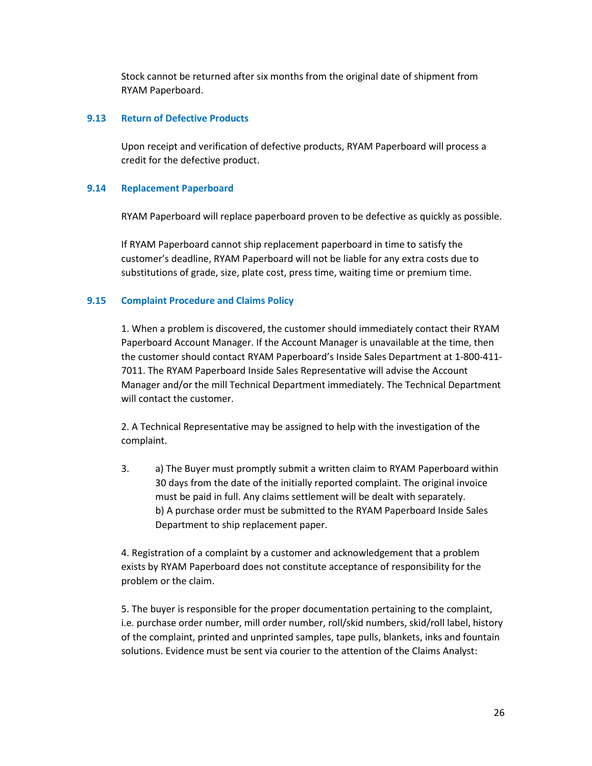Stock cannot be returned after six months from the original date of shipment from RYAM Paperboard.

### 9.13 Return of Defective Products

Upon receipt and verification of defective products, RYAM Paperboard will process a credit for the defective product.

### 9.14 Replacement Paperboard

RYAM Paperboard will replace paperboard proven to be defective as quickly as possible.

If RYAM Paperboard cannot ship replacement paperboard in time to satisfy the customer's deadline, RYAM Paperboard will not be liable for any extra costs due to substitutions of grade, size, plate cost, press time, waiting time or premium time.

### 9.15 Complaint Procedure and Claims Policy

1. When a problem is discovered, the customer should immediately contact their RYAM Paperboard Account Manager. If the Account Manager is unavailable at the time, then the customer should contact RYAM Paperboard's Inside Sales Department at 1-800-411-7011. The RYAM Paperboard Inside Sales Representative will advise the Account Manager and/or the mill Technical Department immediately. The Technical Department will contact the customer.

2. A Technical Representative may be assigned to help with the investigation of the complaint.

3. a) The Buyer must promptly submit a written claim to RYAM Paperboard within 30 days from the date of the initially reported complaint. The original invoice must be paid in full. Any claims settlement will be dealt with separately.
   b) A purchase order must be submitted to the RYAM Paperboard Inside Sales Department to ship replacement paper.

4. Registration of a complaint by a customer and acknowledgement that a problem exists by RYAM Paperboard does not constitute acceptance of responsibility for the problem or the claim.

5. The buyer is responsible for the proper documentation pertaining to the complaint, i.e. purchase order number, mill order number, roll/skid numbers, skid/roll label, history of the complaint, printed and unprinted samples, tape pulls, blankets, inks and fountain solutions. Evidence must be sent via courier to the attention of the Claims Analyst: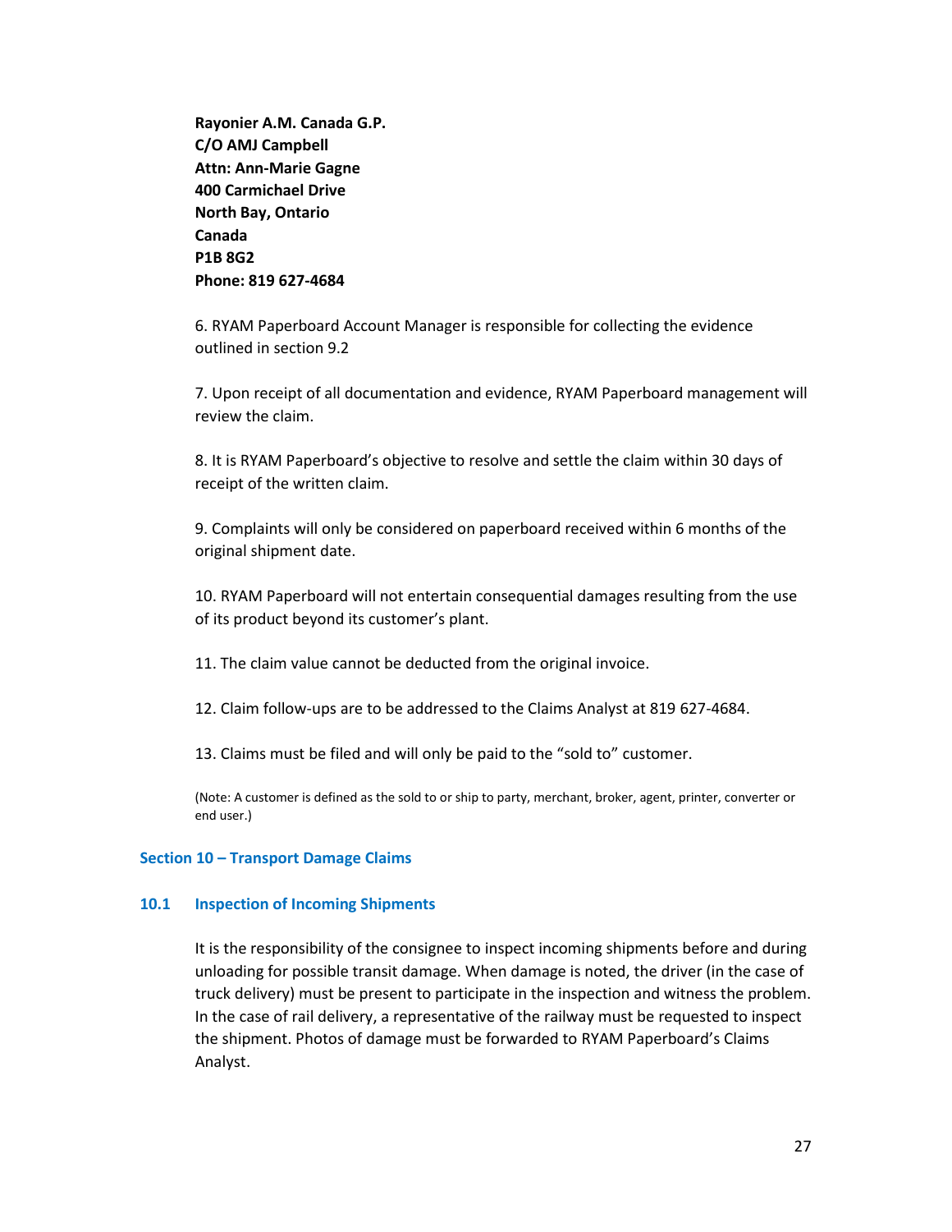**Rayonier A.M. Canada G.P.**
**C/O AMJ Campbell**
**Attn: Ann-Marie Gagne**
**400 Carmichael Drive**
**North Bay, Ontario**
**Canada**
**P1B 8G2**
**Phone: 819 627-4684**

6. RYAM Paperboard Account Manager is responsible for collecting the evidence outlined in section 9.2

7. Upon receipt of all documentation and evidence, RYAM Paperboard management will review the claim.

8. It is RYAM Paperboard's objective to resolve and settle the claim within 30 days of receipt of the written claim.

9. Complaints will only be considered on paperboard received within 6 months of the original shipment date.

10. RYAM Paperboard will not entertain consequential damages resulting from the use of its product beyond its customer's plant.

11. The claim value cannot be deducted from the original invoice.

12. Claim follow-ups are to be addressed to the Claims Analyst at 819 627-4684.

13. Claims must be filed and will only be paid to the "sold to" customer.

(Note: A customer is defined as the sold to or ship to party, merchant, broker, agent, printer, converter or end user.)

## Section 10 – Transport Damage Claims

### 10.1 Inspection of Incoming Shipments

It is the responsibility of the consignee to inspect incoming shipments before and during unloading for possible transit damage. When damage is noted, the driver (in the case of truck delivery) must be present to participate in the inspection and witness the problem. In the case of rail delivery, a representative of the railway must be requested to inspect the shipment. Photos of damage must be forwarded to RYAM Paperboard's Claims Analyst.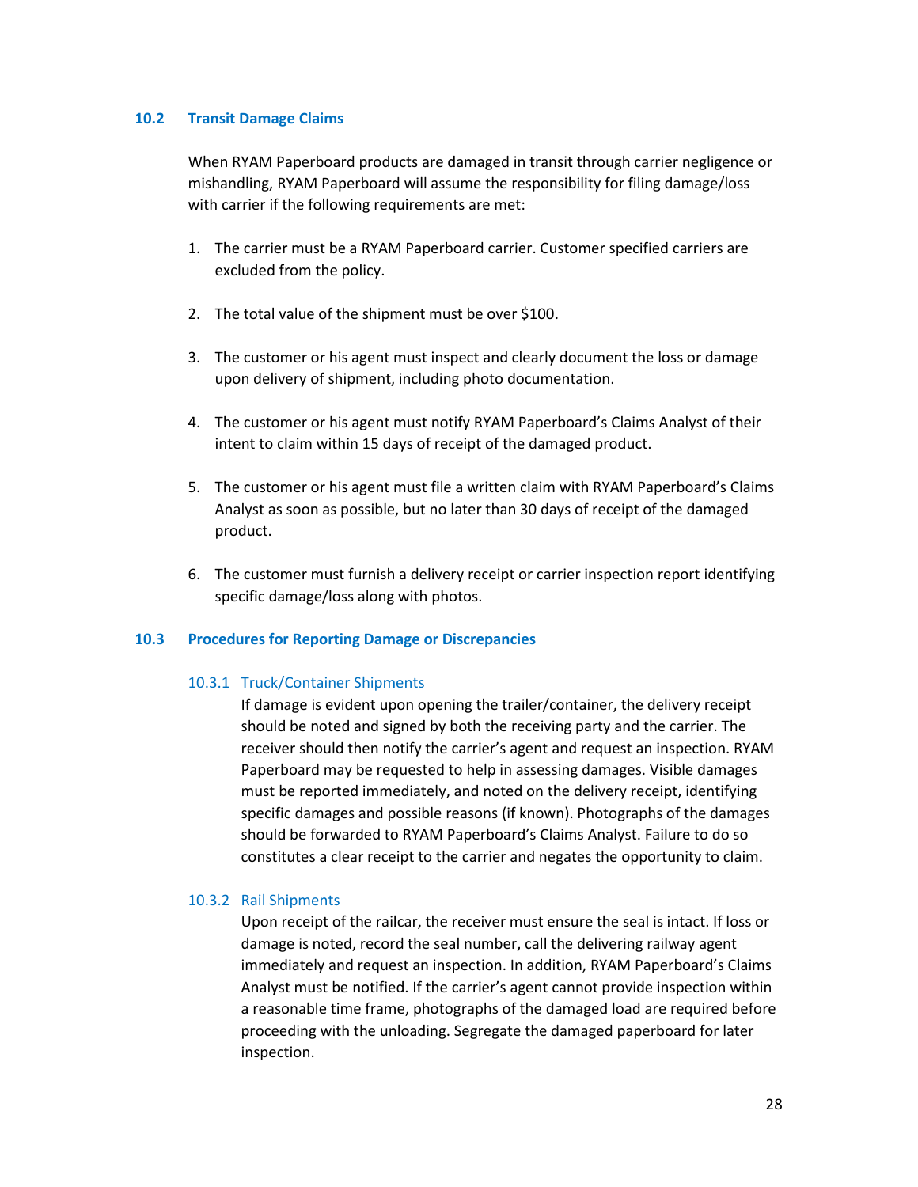## 10.2 Transit Damage Claims

When RYAM Paperboard products are damaged in transit through carrier negligence or mishandling, RYAM Paperboard will assume the responsibility for filing damage/loss with carrier if the following requirements are met:

1. The carrier must be a RYAM Paperboard carrier. Customer specified carriers are excluded from the policy.
2. The total value of the shipment must be over $100.
3. The customer or his agent must inspect and clearly document the loss or damage upon delivery of shipment, including photo documentation.
4. The customer or his agent must notify RYAM Paperboard's Claims Analyst of their intent to claim within 15 days of receipt of the damaged product.
5. The customer or his agent must file a written claim with RYAM Paperboard's Claims Analyst as soon as possible, but no later than 30 days of receipt of the damaged product.
6. The customer must furnish a delivery receipt or carrier inspection report identifying specific damage/loss along with photos.

## 10.3 Procedures for Reporting Damage or Discrepancies

### 10.3.1 Truck/Container Shipments

If damage is evident upon opening the trailer/container, the delivery receipt should be noted and signed by both the receiving party and the carrier. The receiver should then notify the carrier's agent and request an inspection. RYAM Paperboard may be requested to help in assessing damages. Visible damages must be reported immediately, and noted on the delivery receipt, identifying specific damages and possible reasons (if known). Photographs of the damages should be forwarded to RYAM Paperboard's Claims Analyst. Failure to do so constitutes a clear receipt to the carrier and negates the opportunity to claim.

### 10.3.2 Rail Shipments

Upon receipt of the railcar, the receiver must ensure the seal is intact. If loss or damage is noted, record the seal number, call the delivering railway agent immediately and request an inspection. In addition, RYAM Paperboard's Claims Analyst must be notified. If the carrier's agent cannot provide inspection within a reasonable time frame, photographs of the damaged load are required before proceeding with the unloading. Segregate the damaged paperboard for later inspection.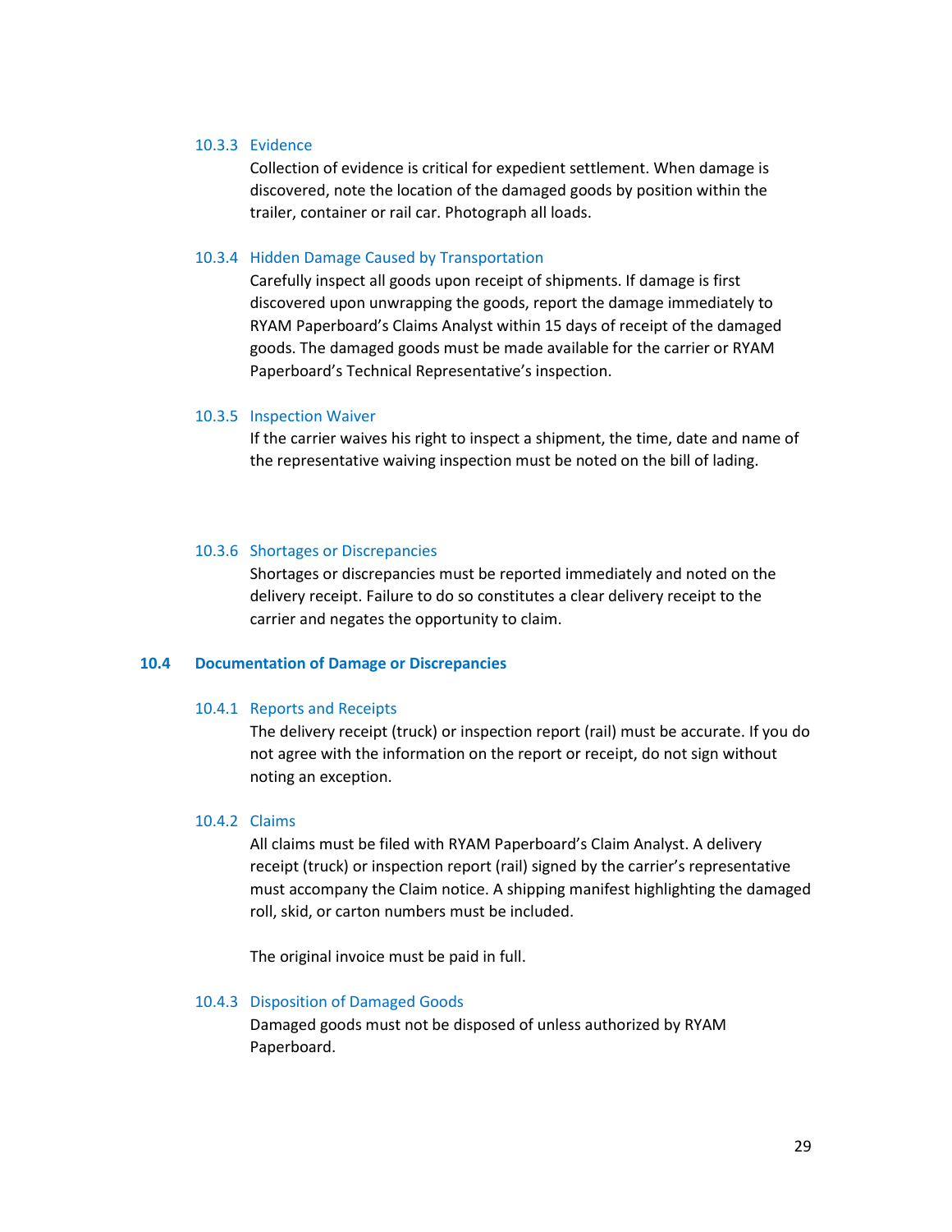#### 10.3.3 Evidence

Collection of evidence is critical for expedient settlement. When damage is discovered, note the location of the damaged goods by position within the trailer, container or rail car. Photograph all loads.

#### 10.3.4 Hidden Damage Caused by Transportation

Carefully inspect all goods upon receipt of shipments. If damage is first discovered upon unwrapping the goods, report the damage immediately to RYAM Paperboard's Claims Analyst within 15 days of receipt of the damaged goods. The damaged goods must be made available for the carrier or RYAM Paperboard's Technical Representative's inspection.

#### 10.3.5 Inspection Waiver

If the carrier waives his right to inspect a shipment, the time, date and name of the representative waiving inspection must be noted on the bill of lading.

#### 10.3.6 Shortages or Discrepancies

Shortages or discrepancies must be reported immediately and noted on the delivery receipt. Failure to do so constitutes a clear delivery receipt to the carrier and negates the opportunity to claim.

### 10.4 Documentation of Damage or Discrepancies

#### 10.4.1 Reports and Receipts

The delivery receipt (truck) or inspection report (rail) must be accurate. If you do not agree with the information on the report or receipt, do not sign without noting an exception.

#### 10.4.2 Claims

All claims must be filed with RYAM Paperboard's Claim Analyst. A delivery receipt (truck) or inspection report (rail) signed by the carrier's representative must accompany the Claim notice. A shipping manifest highlighting the damaged roll, skid, or carton numbers must be included.

The original invoice must be paid in full.

#### 10.4.3 Disposition of Damaged Goods

Damaged goods must not be disposed of unless authorized by RYAM Paperboard.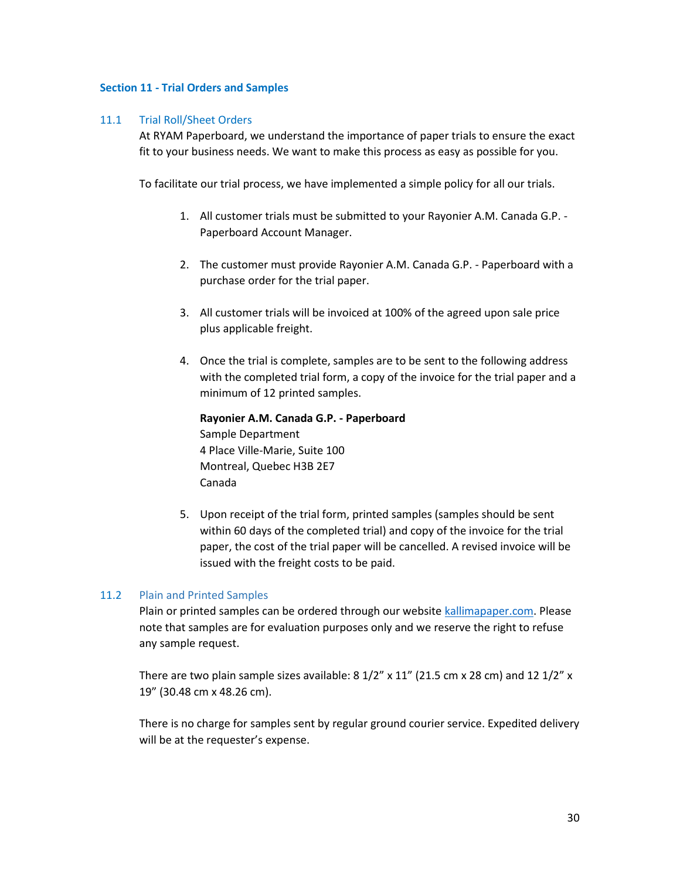## Section 11 - Trial Orders and Samples

### 11.1 Trial Roll/Sheet Orders

At RYAM Paperboard, we understand the importance of paper trials to ensure the exact fit to your business needs. We want to make this process as easy as possible for you.

To facilitate our trial process, we have implemented a simple policy for all our trials.

1. All customer trials must be submitted to your Rayonier A.M. Canada G.P. - Paperboard Account Manager.

2. The customer must provide Rayonier A.M. Canada G.P. - Paperboard with a purchase order for the trial paper.

3. All customer trials will be invoiced at 100% of the agreed upon sale price plus applicable freight.

4. Once the trial is complete, samples are to be sent to the following address with the completed trial form, a copy of the invoice for the trial paper and a minimum of 12 printed samples.

   **Rayonier A.M. Canada G.P. - Paperboard**
   Sample Department
   4 Place Ville-Marie, Suite 100
   Montreal, Quebec H3B 2E7
   Canada

5. Upon receipt of the trial form, printed samples (samples should be sent within 60 days of the completed trial) and copy of the invoice for the trial paper, the cost of the trial paper will be cancelled. A revised invoice will be issued with the freight costs to be paid.

### 11.2 Plain and Printed Samples

Plain or printed samples can be ordered through our website [kallimapaper.com](kallimapaper.com). Please note that samples are for evaluation purposes only and we reserve the right to refuse any sample request.

There are two plain sample sizes available: 8 1/2" x 11" (21.5 cm x 28 cm) and 12 1/2" x 19" (30.48 cm x 48.26 cm).

There is no charge for samples sent by regular ground courier service. Expedited delivery will be at the requester's expense.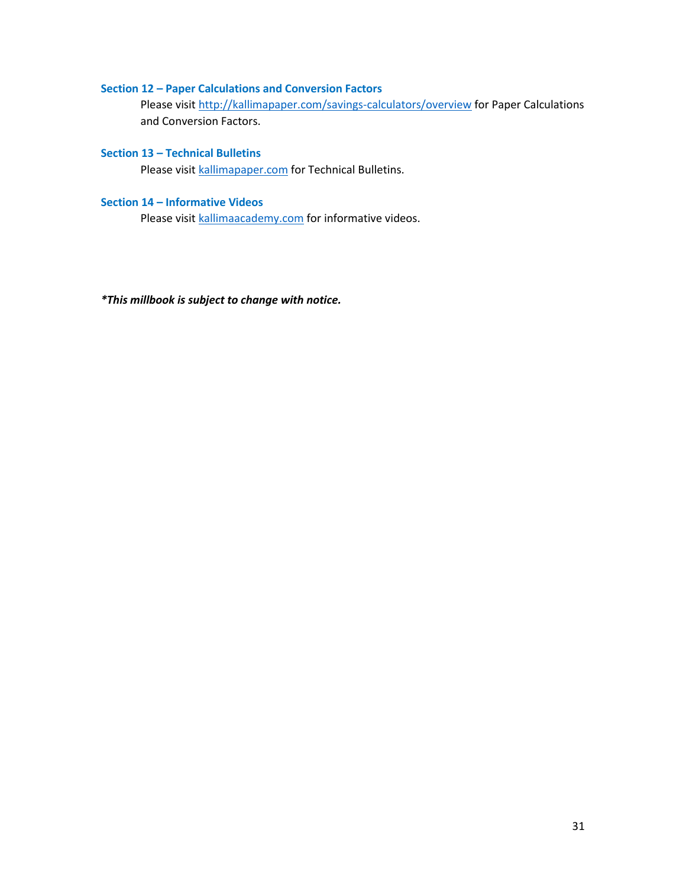### Section 12 – Paper Calculations and Conversion Factors

Please visit http://kallimapaper.com/savings-calculators/overview for Paper Calculations and Conversion Factors.

### Section 13 – Technical Bulletins

Please visit kallimapaper.com for Technical Bulletins.

### Section 14 – Informative Videos

Please visit kallimaacademy.com for informative videos.

***This millbook is subject to change with notice.***